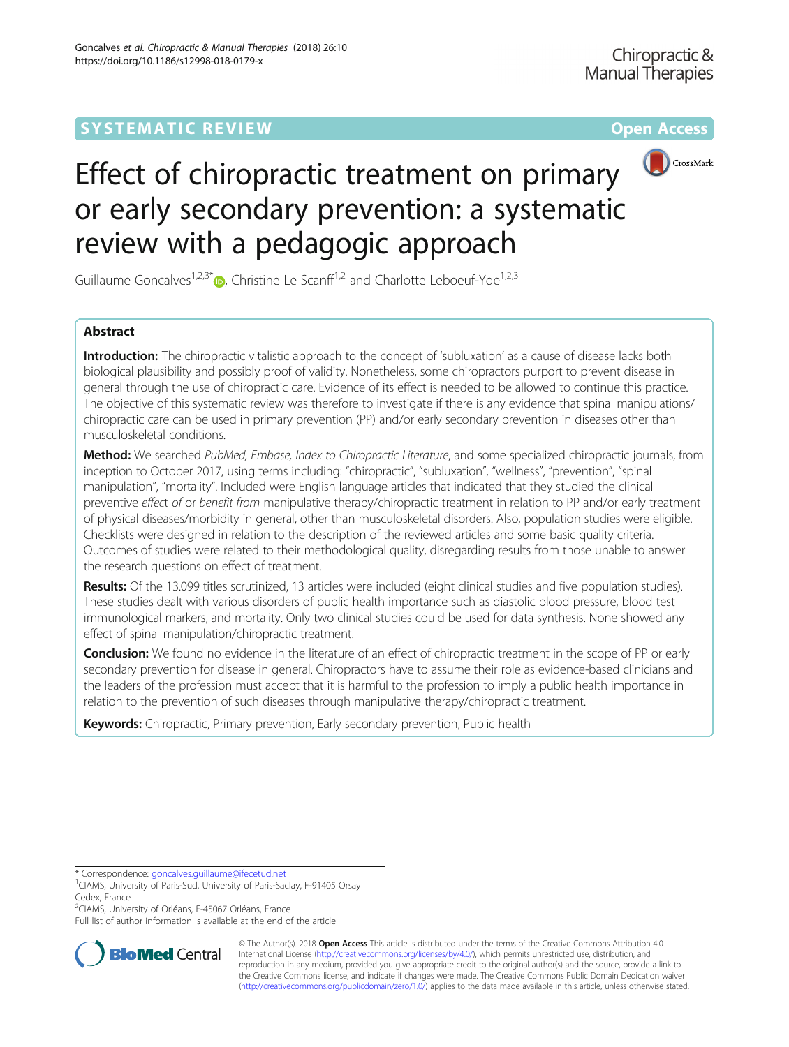SYSTEMATIC REVIEW

Open Access

# Effect of chiropractic treatment on primary or early secondary prevention: a systematic review with a pedagogic approach

Guillaume Goncalves[1,2,3*], Christine Le Scanff[1,2] and Charlotte Leboeuf-Yde[1,2,3]

## Abstract

**Introduction:** The chiropractic vitalistic approach to the concept of 'subluxation' as a cause of disease lacks both biological plausibility and possibly proof of validity. Nonetheless, some chiropractors purport to prevent disease in general through the use of chiropractic care. Evidence of its effect is needed to be allowed to continue this practice. The objective of this systematic review was therefore to investigate if there is any evidence that spinal manipulations/chiropractic care can be used in primary prevention (PP) and/or early secondary prevention in diseases other than musculoskeletal conditions.

**Method:** We searched *PubMed, Embase, Index to Chiropractic Literature*, and some specialized chiropractic journals, from inception to October 2017, using terms including: "chiropractic", "subluxation", "wellness", "prevention", "spinal manipulation", "mortality". Included were English language articles that indicated that they studied the clinical preventive *effect of* or *benefit from* manipulative therapy/chiropractic treatment in relation to PP and/or early treatment of physical diseases/morbidity in general, other than musculoskeletal disorders. Also, population studies were eligible. Checklists were designed in relation to the description of the reviewed articles and some basic quality criteria. Outcomes of studies were related to their methodological quality, disregarding results from those unable to answer the research questions on effect of treatment.

**Results:** Of the 13.099 titles scrutinized, 13 articles were included (eight clinical studies and five population studies). These studies dealt with various disorders of public health importance such as diastolic blood pressure, blood test immunological markers, and mortality. Only two clinical studies could be used for data synthesis. None showed any effect of spinal manipulation/chiropractic treatment.

**Conclusion:** We found no evidence in the literature of an effect of chiropractic treatment in the scope of PP or early secondary prevention for disease in general. Chiropractors have to assume their role as evidence-based clinicians and the leaders of the profession must accept that it is harmful to the profession to imply a public health importance in relation to the prevention of such diseases through manipulative therapy/chiropractic treatment.

**Keywords:** Chiropractic, Primary prevention, Early secondary prevention, Public health

\* Correspondence: goncalves.guillaume@ifecetud.net
[1]CIAMS, University of Paris-Sud, University of Paris-Saclay, F-91405 Orsay Cedex, France
[2]CIAMS, University of Orléans, F-45067 Orléans, France
Full list of author information is available at the end of the article

© The Author(s). 2018 **Open Access** This article is distributed under the terms of the Creative Commons Attribution 4.0 International License (http://creativecommons.org/licenses/by/4.0/), which permits unrestricted use, distribution, and reproduction in any medium, provided you give appropriate credit to the original author(s) and the source, provide a link to the Creative Commons license, and indicate if changes were made. The Creative Commons Public Domain Dedication waiver (http://creativecommons.org/publicdomain/zero/1.0/) applies to the data made available in this article, unless otherwise stated.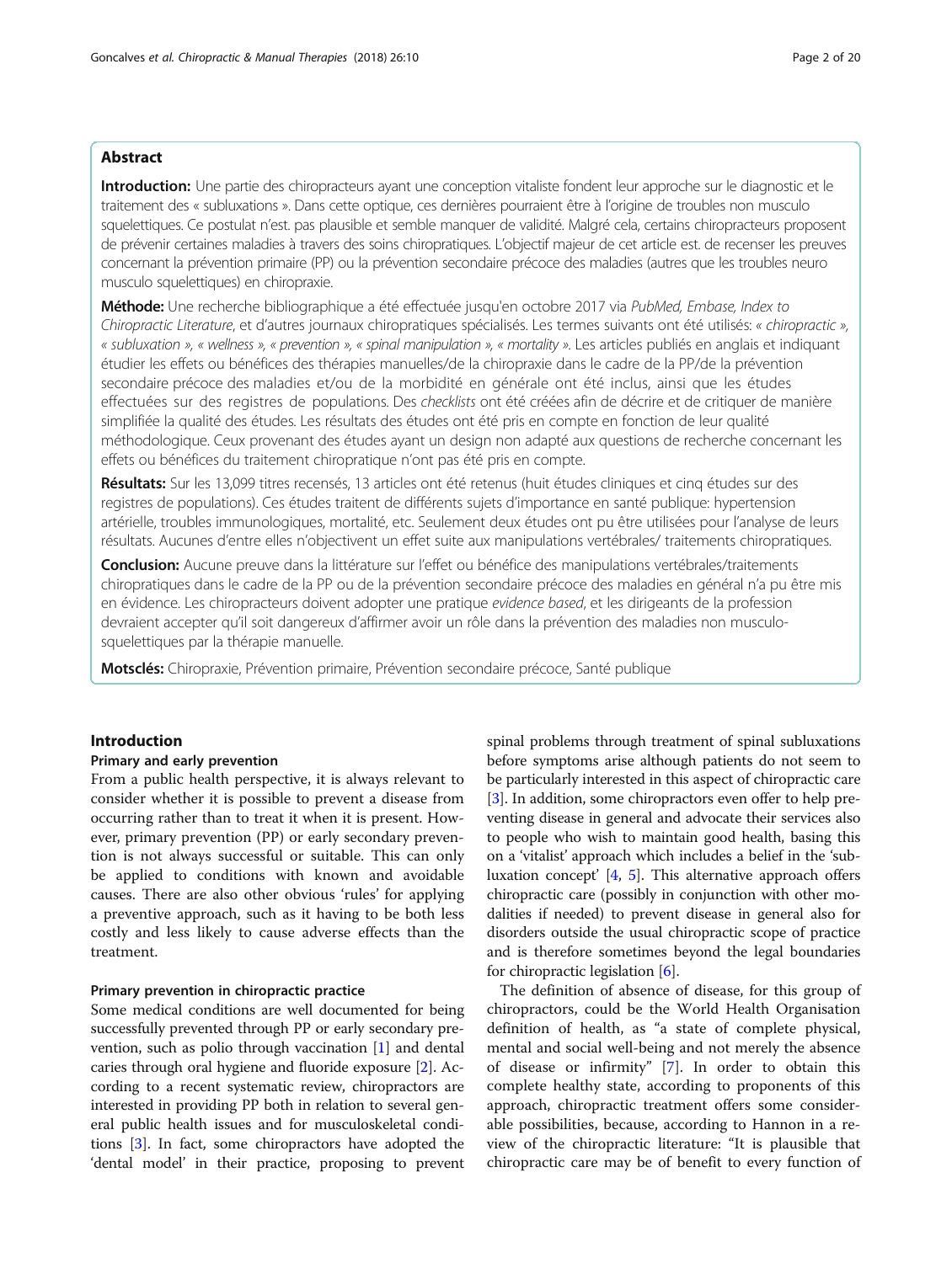## Abstract

**Introduction:** Une partie des chiropracteurs ayant une conception vitaliste fondent leur approche sur le diagnostic et le traitement des « subluxations ». Dans cette optique, ces dernières pourraient être à l'origine de troubles non musculo squelettiques. Ce postulat n'est. pas plausible et semble manquer de validité. Malgré cela, certains chiropracteurs proposent de prévenir certaines maladies à travers des soins chiropratiques. L'objectif majeur de cet article est. de recenser les preuves concernant la prévention primaire (PP) ou la prévention secondaire précoce des maladies (autres que les troubles neuro musculo squelettiques) en chiropraxie.

**Méthode:** Une recherche bibliographique a été effectuée jusqu'en octobre 2017 via *PubMed, Embase, Index to Chiropractic Literature*, et d'autres journaux chiropratiques spécialisés. Les termes suivants ont été utilisés: *« chiropractic », « subluxation », « wellness », « prevention », « spinal manipulation », « mortality »*. Les articles publiés en anglais et indiquant étudier les effets ou bénéfices des thérapies manuelles/de la chiropraxie dans le cadre de la PP/de la prévention secondaire précoce des maladies et/ou de la morbidité en générale ont été inclus, ainsi que les études effectuées sur des registres de populations. Des *checklists* ont été créées afin de décrire et de critiquer de manière simplifiée la qualité des études. Les résultats des études ont été pris en compte en fonction de leur qualité méthodologique. Ceux provenant des études ayant un design non adapté aux questions de recherche concernant les effets ou bénéfices du traitement chiropratique n'ont pas été pris en compte.

**Résultats:** Sur les 13,099 titres recensés, 13 articles ont été retenus (huit études cliniques et cinq études sur des registres de populations). Ces études traitent de différents sujets d'importance en santé publique: hypertension artérielle, troubles immunologiques, mortalité, etc. Seulement deux études ont pu être utilisées pour l'analyse de leurs résultats. Aucunes d'entre elles n'objectivent un effet suite aux manipulations vertébrales/ traitements chiropratiques.

**Conclusion:** Aucune preuve dans la littérature sur l'effet ou bénéfice des manipulations vertébrales/traitements chiropratiques dans le cadre de la PP ou de la prévention secondaire précoce des maladies en général n'a pu être mis en évidence. Les chiropracteurs doivent adopter une pratique *evidence based*, et les dirigeants de la profession devraient accepter qu'il soit dangereux d'affirmer avoir un rôle dans la prévention des maladies non musculo-squelettiques par la thérapie manuelle.

**Motsclés:** Chiropraxie, Prévention primaire, Prévention secondaire précoce, Santé publique

## Introduction

### Primary and early prevention

From a public health perspective, it is always relevant to consider whether it is possible to prevent a disease from occurring rather than to treat it when it is present. However, primary prevention (PP) or early secondary prevention is not always successful or suitable. This can only be applied to conditions with known and avoidable causes. There are also other obvious 'rules' for applying a preventive approach, such as it having to be both less costly and less likely to cause adverse effects than the treatment.

### Primary prevention in chiropractic practice

Some medical conditions are well documented for being successfully prevented through PP or early secondary prevention, such as polio through vaccination [1] and dental caries through oral hygiene and fluoride exposure [2]. According to a recent systematic review, chiropractors are interested in providing PP both in relation to several general public health issues and for musculoskeletal conditions [3]. In fact, some chiropractors have adopted the 'dental model' in their practice, proposing to prevent spinal problems through treatment of spinal subluxations before symptoms arise although patients do not seem to be particularly interested in this aspect of chiropractic care [3]. In addition, some chiropractors even offer to help preventing disease in general and advocate their services also to people who wish to maintain good health, basing this on a 'vitalist' approach which includes a belief in the 'subluxation concept' [4, 5]. This alternative approach offers chiropractic care (possibly in conjunction with other modalities if needed) to prevent disease in general also for disorders outside the usual chiropractic scope of practice and is therefore sometimes beyond the legal boundaries for chiropractic legislation [6].

The definition of absence of disease, for this group of chiropractors, could be the World Health Organisation definition of health, as "a state of complete physical, mental and social well-being and not merely the absence of disease or infirmity" [7]. In order to obtain this complete healthy state, according to proponents of this approach, chiropractic treatment offers some considerable possibilities, because, according to Hannon in a review of the chiropractic literature: "It is plausible that chiropractic care may be of benefit to every function of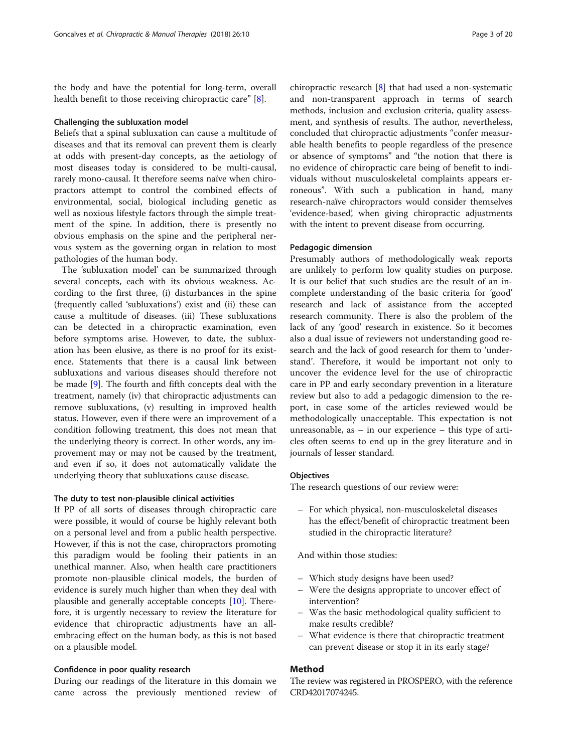the body and have the potential for long-term, overall health benefit to those receiving chiropractic care" [8].

### Challenging the subluxation model

Beliefs that a spinal subluxation can cause a multitude of diseases and that its removal can prevent them is clearly at odds with present-day concepts, as the aetiology of most diseases today is considered to be multi-causal, rarely mono-causal. It therefore seems naïve when chiropractors attempt to control the combined effects of environmental, social, biological including genetic as well as noxious lifestyle factors through the simple treatment of the spine. In addition, there is presently no obvious emphasis on the spine and the peripheral nervous system as the governing organ in relation to most pathologies of the human body.

The 'subluxation model' can be summarized through several concepts, each with its obvious weakness. According to the first three, (i) disturbances in the spine (frequently called 'subluxations') exist and (ii) these can cause a multitude of diseases. (iii) These subluxations can be detected in a chiropractic examination, even before symptoms arise. However, to date, the subluxation has been elusive, as there is no proof for its existence. Statements that there is a causal link between subluxations and various diseases should therefore not be made [9]. The fourth and fifth concepts deal with the treatment, namely (iv) that chiropractic adjustments can remove subluxations, (v) resulting in improved health status. However, even if there were an improvement of a condition following treatment, this does not mean that the underlying theory is correct. In other words, any improvement may or may not be caused by the treatment, and even if so, it does not automatically validate the underlying theory that subluxations cause disease.

### The duty to test non-plausible clinical activities

If PP of all sorts of diseases through chiropractic care were possible, it would of course be highly relevant both on a personal level and from a public health perspective. However, if this is not the case, chiropractors promoting this paradigm would be fooling their patients in an unethical manner. Also, when health care practitioners promote non-plausible clinical models, the burden of evidence is surely much higher than when they deal with plausible and generally acceptable concepts [10]. Therefore, it is urgently necessary to review the literature for evidence that chiropractic adjustments have an all-embracing effect on the human body, as this is not based on a plausible model.

### Confidence in poor quality research

During our readings of the literature in this domain we came across the previously mentioned review of chiropractic research [8] that had used a non-systematic and non-transparent approach in terms of search methods, inclusion and exclusion criteria, quality assessment, and synthesis of results. The author, nevertheless, concluded that chiropractic adjustments "confer measurable health benefits to people regardless of the presence or absence of symptoms" and "the notion that there is no evidence of chiropractic care being of benefit to individuals without musculoskeletal complaints appears erroneous". With such a publication in hand, many research-naïve chiropractors would consider themselves 'evidence-based', when giving chiropractic adjustments with the intent to prevent disease from occurring.

### Pedagogic dimension

Presumably authors of methodologically weak reports are unlikely to perform low quality studies on purpose. It is our belief that such studies are the result of an incomplete understanding of the basic criteria for 'good' research and lack of assistance from the accepted research community. There is also the problem of the lack of any 'good' research in existence. So it becomes also a dual issue of reviewers not understanding good research and the lack of good research for them to 'understand'. Therefore, it would be important not only to uncover the evidence level for the use of chiropractic care in PP and early secondary prevention in a literature review but also to add a pedagogic dimension to the report, in case some of the articles reviewed would be methodologically unacceptable. This expectation is not unreasonable, as – in our experience – this type of articles often seems to end up in the grey literature and in journals of lesser standard.

### Objectives

The research questions of our review were:

- For which physical, non-musculoskeletal diseases has the effect/benefit of chiropractic treatment been studied in the chiropractic literature?

And within those studies:

- Which study designs have been used?
- Were the designs appropriate to uncover effect of intervention?
- Was the basic methodological quality sufficient to make results credible?
- What evidence is there that chiropractic treatment can prevent disease or stop it in its early stage?

## Method

The review was registered in PROSPERO, with the reference CRD42017074245.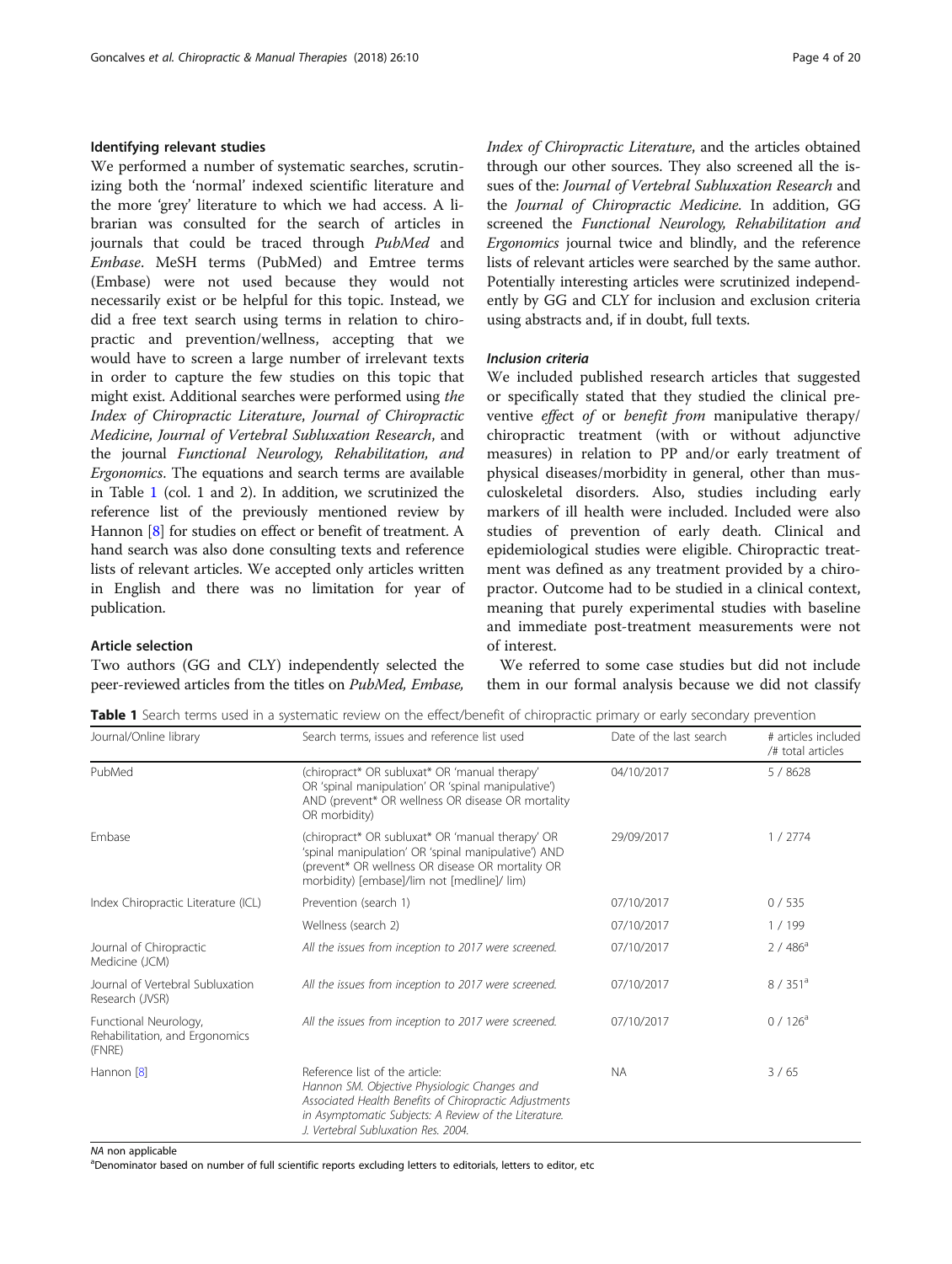### Identifying relevant studies

We performed a number of systematic searches, scrutinizing both the 'normal' indexed scientific literature and the more 'grey' literature to which we had access. A librarian was consulted for the search of articles in journals that could be traced through *PubMed* and *Embase*. MeSH terms (PubMed) and Emtree terms (Embase) were not used because they would not necessarily exist or be helpful for this topic. Instead, we did a free text search using terms in relation to chiropractic and prevention/wellness, accepting that we would have to screen a large number of irrelevant texts in order to capture the few studies on this topic that might exist. Additional searches were performed using *the Index of Chiropractic Literature*, *Journal of Chiropractic Medicine*, *Journal of Vertebral Subluxation Research*, and the journal *Functional Neurology, Rehabilitation, and Ergonomics*. The equations and search terms are available in Table 1 (col. 1 and 2). In addition, we scrutinized the reference list of the previously mentioned review by Hannon [8] for studies on effect or benefit of treatment. A hand search was also done consulting texts and reference lists of relevant articles. We accepted only articles written in English and there was no limitation for year of publication.

### Article selection

Two authors (GG and CLY) independently selected the peer-reviewed articles from the titles on *PubMed, Embase, Index of Chiropractic Literature*, and the articles obtained through our other sources. They also screened all the issues of the: *Journal of Vertebral Subluxation Research* and the *Journal of Chiropractic Medicine*. In addition, GG screened the *Functional Neurology, Rehabilitation and Ergonomics* journal twice and blindly, and the reference lists of relevant articles were searched by the same author. Potentially interesting articles were scrutinized independently by GG and CLY for inclusion and exclusion criteria using abstracts and, if in doubt, full texts.

#### *Inclusion criteria*

We included published research articles that suggested or specifically stated that they studied the clinical preventive *effect of* or *benefit from* manipulative therapy/chiropractic treatment (with or without adjunctive measures) in relation to PP and/or early treatment of physical diseases/morbidity in general, other than musculoskeletal disorders. Also, studies including early markers of ill health were included. Included were also studies of prevention of early death. Clinical and epidemiological studies were eligible. Chiropractic treatment was defined as any treatment provided by a chiropractor. Outcome had to be studied in a clinical context, meaning that purely experimental studies with baseline and immediate post-treatment measurements were not of interest.

We referred to some case studies but did not include them in our formal analysis because we did not classify

**Table 1** Search terms used in a systematic review on the effect/benefit of chiropractic primary or early secondary prevention

| Journal/Online library | Search terms, issues and reference list used | Date of the last search | # articles included /# total articles |
|---|---|---|---|
| PubMed | (chiropract* OR subluxat* OR 'manual therapy' OR 'spinal manipulation' OR 'spinal manipulative') AND (prevent* OR wellness OR disease OR mortality OR morbidity) | 04/10/2017 | 5 / 8628 |
| Embase | (chiropract* OR subluxat* OR 'manual therapy' OR 'spinal manipulation' OR 'spinal manipulative') AND (prevent* OR wellness OR disease OR mortality OR morbidity) [embase]/lim not [medline]/ lim) | 29/09/2017 | 1 / 2774 |
| Index Chiropractic Literature (ICL) | Prevention (search 1) | 07/10/2017 | 0 / 535 |
| | Wellness (search 2) | 07/10/2017 | 1 / 199 |
| Journal of Chiropractic Medicine (JCM) | *All the issues from inception to 2017 were screened.* | 07/10/2017 | 2 / 486[a] |
| Journal of Vertebral Subluxation Research (JVSR) | *All the issues from inception to 2017 were screened.* | 07/10/2017 | 8 / 351[a] |
| Functional Neurology, Rehabilitation, and Ergonomics (FNRE) | *All the issues from inception to 2017 were screened.* | 07/10/2017 | 0 / 126[a] |
| Hannon [8] | Reference list of the article: *Hannon SM. Objective Physiologic Changes and Associated Health Benefits of Chiropractic Adjustments in Asymptomatic Subjects: A Review of the Literature. J. Vertebral Subluxation Res. 2004.* | NA | 3 / 65 |

*NA* non applicable

[a]Denominator based on number of full scientific reports excluding letters to editorials, letters to editor, etc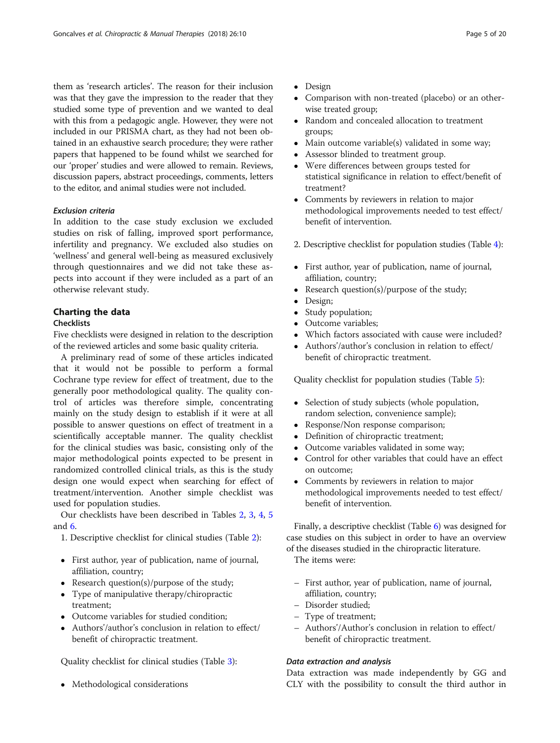them as 'research articles'. The reason for their inclusion was that they gave the impression to the reader that they studied some type of prevention and we wanted to deal with this from a pedagogic angle. However, they were not included in our PRISMA chart, as they had not been obtained in an exhaustive search procedure; they were rather papers that happened to be found whilst we searched for our 'proper' studies and were allowed to remain. Reviews, discussion papers, abstract proceedings, comments, letters to the editor, and animal studies were not included.

#### *Exclusion criteria*

In addition to the case study exclusion we excluded studies on risk of falling, improved sport performance, infertility and pregnancy. We excluded also studies on 'wellness' and general well-being as measured exclusively through questionnaires and we did not take these aspects into account if they were included as a part of an otherwise relevant study.

## Charting the data

### Checklists

Five checklists were designed in relation to the description of the reviewed articles and some basic quality criteria.

A preliminary read of some of these articles indicated that it would not be possible to perform a formal Cochrane type review for effect of treatment, due to the generally poor methodological quality. The quality control of articles was therefore simple, concentrating mainly on the study design to establish if it were at all possible to answer questions on effect of treatment in a scientifically acceptable manner. The quality checklist for the clinical studies was basic, consisting only of the major methodological points expected to be present in randomized controlled clinical trials, as this is the study design one would expect when searching for effect of treatment/intervention. Another simple checklist was used for population studies.

Our checklists have been described in Tables 2, 3, 4, 5 and 6.

1. Descriptive checklist for clinical studies (Table 2):

- First author, year of publication, name of journal, affiliation, country;
- Research question(s)/purpose of the study;
- Type of manipulative therapy/chiropractic treatment;
- Outcome variables for studied condition;
- Authors'/author's conclusion in relation to effect/benefit of chiropractic treatment.

Quality checklist for clinical studies (Table 3):

- Methodological considerations
- Design
- Comparison with non-treated (placebo) or an otherwise treated group;
- Random and concealed allocation to treatment groups;
- Main outcome variable(s) validated in some way;
- Assessor blinded to treatment group.
- Were differences between groups tested for statistical significance in relation to effect/benefit of treatment?
- Comments by reviewers in relation to major methodological improvements needed to test effect/benefit of intervention.

2. Descriptive checklist for population studies (Table 4):

- First author, year of publication, name of journal, affiliation, country;
- Research question(s)/purpose of the study;
- Design;
- Study population;
- Outcome variables;
- Which factors associated with cause were included?
- Authors'/author's conclusion in relation to effect/benefit of chiropractic treatment.

Quality checklist for population studies (Table 5):

- Selection of study subjects (whole population, random selection, convenience sample);
- Response/Non response comparison;
- Definition of chiropractic treatment;
- Outcome variables validated in some way;
- Control for other variables that could have an effect on outcome;
- Comments by reviewers in relation to major methodological improvements needed to test effect/benefit of intervention.

Finally, a descriptive checklist (Table 6) was designed for case studies on this subject in order to have an overview of the diseases studied in the chiropractic literature.

The items were:

- First author, year of publication, name of journal, affiliation, country;
- Disorder studied;
- Type of treatment;
- Authors'/Author's conclusion in relation to effect/benefit of chiropractic treatment.

#### *Data extraction and analysis*

Data extraction was made independently by GG and CLY with the possibility to consult the third author in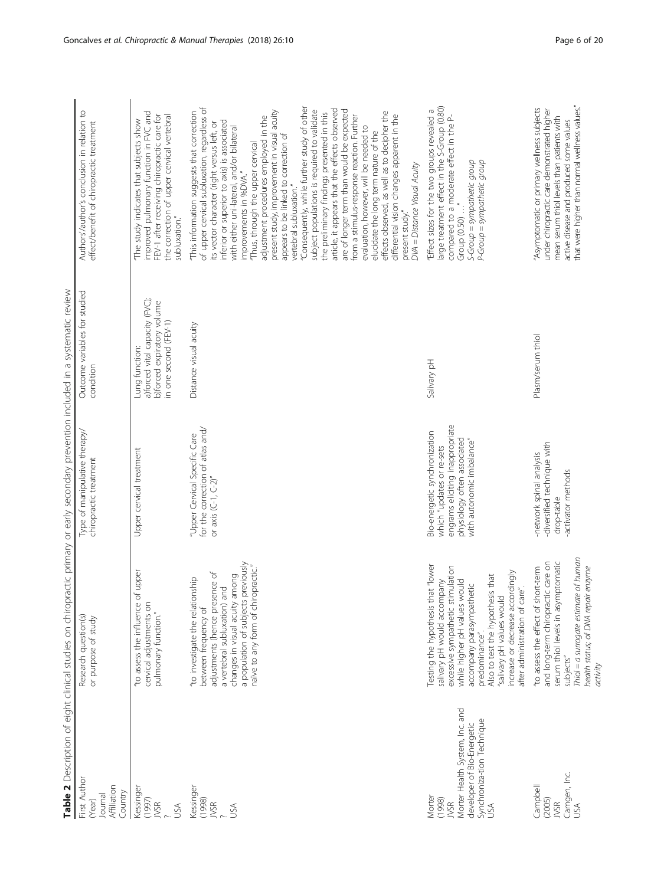**Table 2** Description of eight clinical studies on chiropractic primary or early secondary prevention included in a systematic review

| First Author (Year) Journal Affiliation Country | Research question(s) or purpose of study | Type of manipulative therapy/ chiropractic treatment | Outcome variables for studied condition | Authors'/author's conclusion in relation to effect/benefit of chiropractic treatment |
|---|---|---|---|---|
| Kessinger (1997) JVSR ? USA | "to assess the influence of upper cervical adjustments on pulmonary function." | Upper cervical treatment | Lung function: a)forced vital capacity (FVC); b)forced expiratory volume in one second (FEV-1) | "The study indicates that subjects show improved pulmonary function in FVC and FEV-1 after receiving chiropractic care for the correction of upper cervical vertebral subluxation." |
| Kessinger (1998) JVSR ? USA | "to investigate the relationship between frequency of adjustments (hence presence of a vertebral subluxation) and changes in visual acuity among a population of subjects previously naïve to any form of chiropractic." | "Upper Cervical Specific Care for the correction of atlas and/ or axis (C-1, C-2)" | Distance visual acuity | "This information suggests that correction of upper cervical subluxation, regardless of its vector character (right versus left, or inferior or superior to axis) is associated with either uni-lateral, and/or bilateral improvements in %DVA." "Thus, through the upper cervical adjustment procedures employed in the present study, improvement in visual acuity appears to be linked to correction of vertebral subluxation." "Consequently, while further study of other subject populations is required to validate the preliminary findings presented in this article, it appears that the effects observed are of longer term than would be expected from a stimulus-response reaction. Further evaluation, however, will be needed to elucidate the long term nature of the effects observed, as well as to decipher the differential vision changes apparent in the present study." *DVA = Distance Visual Acuity* |
| Morter (1998) JVSR Morter Health System, Inc. and developer of Bio-Energetic Synchroniza-tion Technique USA | Testing the hypothesis that "lower salivary pH would accompany excessive sympathetic stimulation while higher pH values would accompany parasympathetic predominance". Also to test the hypothesis that "salivary pH values would increase or decrease accordingly after administration of care". | Bio-energetic synchronization which "updates or re-sets engrams eliciting inappropriate physiology often associated with autonomic imbalance" | Salivary pH | "Effect sizes for the two groups revealed a large treatment effect in the S-Group (0.80) compared to a moderate effect in the P-Group (0.50) …" *S-Group = sympathetic group* *P-Group = sympathetic group* |
| Campbell (2005) JVSR Camgen, Inc. USA | "to assess the effect of short-term and long-term chiropractic care on serum thiol levels in asymptomatic subjects" *Thiol = a surrogate estimate of human health status; of DNA repair enzyme activity* | -network spinal analysis -diversified technique with drop-table -activator methods | Plasm/serum thiol | "Asymptomatic or primary wellness subjects under chiropractic care demonstrated higher mean serum thiol levels than patients with active disease and produced some values that were higher than normal wellness values." |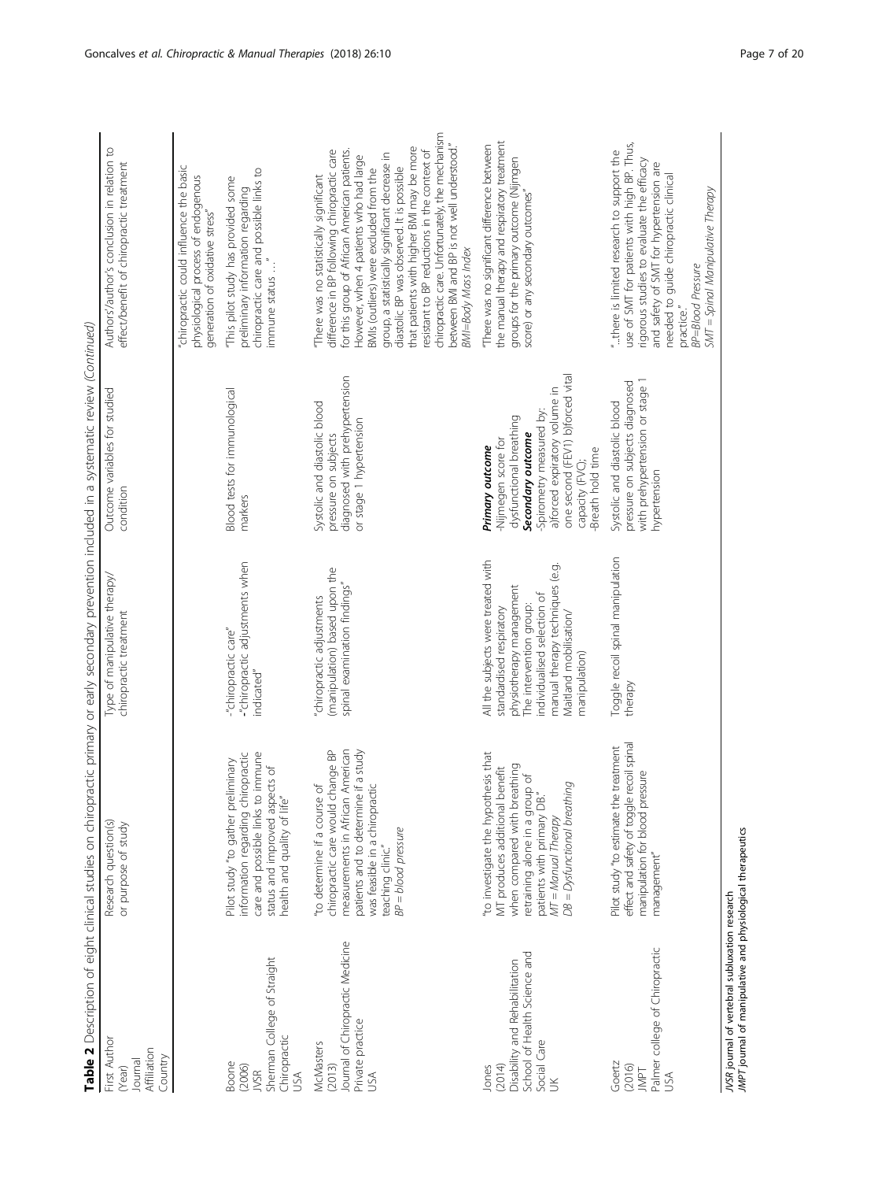**Table 2** Description of eight clinical studies on chiropractic primary or early secondary prevention included in a systematic review *(Continued)*

| First Author (Year) Journal Affiliation Country | Research question(s) or purpose of study | Type of manipulative therapy/ chiropractic treatment | Outcome variables for studied condition | Authors'/author's conclusion in relation to effect/benefit of chiropractic treatment |
|---|---|---|---|---|
| | | | | "chiropractic could influence the basic physiological process of endogenous generation of oxidative stress" |
| Boone (2006) JVSR Sherman College of Straight Chiropractic USA | Pilot study "to gather preliminary information regarding chiropractic care and possible links to immune status and improved aspects of health and quality of life" | -"chiropractic care" -"chiropractic adjustments when indicated" | Blood tests for immunological markers | "This pilot study has provided some preliminary information regarding chiropractic care and possible links to immune status …" |
| McMasters (2013) Journal of Chiropractic Medicine Private practice USA | "to determine if a course of chiropractic care would change BP measurements in African American patients and to determine if a study was feasible in a chiropractic teaching clinic." *BP = blood pressure* | "chiropractic adjustments (manipulation) based upon the spinal examination findings" | Systolic and diastolic blood pressure on subjects diagnosed with prehypertension or stage 1 hypertension | "There was no statistically significant difference in BP following chiropractic care for this group of African American patients. However, when 4 patients who had large BMIs (outliers) were excluded from the group, a statistically significant decrease in diastolic BP was observed. It is possible that patients with higher BMI may be more resistant to BP reductions in the context of chiropractic care. Unfortunately, the mechanism between BMI and BP is not well understood." *BMI=Body Mass Index* |
| Jones (2014) Disability and Rehabilitation School of Health Science and Social Care UK | "to investigate the hypothesis that MT produces additional benefit when compared with breathing retraining alone in a group of patients with primary DB." *MT = Manual Therapy* *DB = Dysfunctional breathing* | All the subjects were treated with standardised respiratory physiotherapy management The intervention group: individualised selection of manual therapy techniques (e.g. Maitland mobilisation/ manipulation) | ***Primary outcome*** -Nijmegen score for dysfunctional breathing ***Secondary outcome*** -Spirometry measured by: a)forced expiratory volume in one second (FEV1) b)forced vital capacity (FVC); -Breath hold time | "There was no significant difference between the manual therapy and respiratory treatment groups for the primary outcome (Nijmegen score) or any secondary outcomes" |
| Goertz (2016) JMPT Palmer college of Chiropractic USA | Pilot study "to estimate the treatment effect and safety of toggle recoil spinal manipulation for blood pressure management" | Toggle recoil spinal manipulation therapy | Systolic and diastolic blood pressure on subjects diagnosed with prehypertension or stage 1 hypertension | "…there is limited research to support the use of SMT for patients with high BP. Thus, rigorous studies to evaluate the efficacy and safety of SMT for hypertension are needed to guide chiropractic clinical practice." *BP=Blood Pressure* *SMT = Spinal Manipulative Therapy* |

*JVSR* journal of vertebral subluxation research
*JMPT* journal of manipulative and physiological therapeutics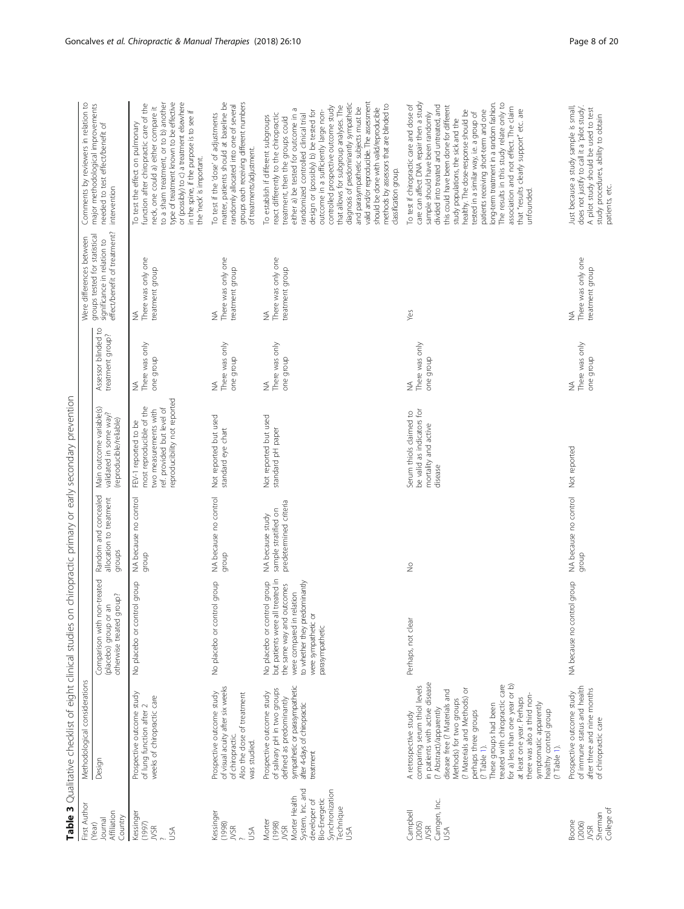**Table 3** Qualitative checklist of eight clinical studies on chiropractic primary or early secondary prevention

| First Author (Year) Journal Affiliation Country | Methodological considerations | | | | | | |
|---|---|---|---|---|---|---|---|
| | Design | Comparison with non-treated (placebo) group or an otherwise treated group? | Random and concealed allocation to treatment groups | Main outcome variable(s) validated in some way? (reproducible/reliable) | Assessor blinded to treatment group? | Were differences between groups tested for statistical significance in relation to effect/benefit of treatment? | Comments by reviewers in relation to major methodological improvements needed to test effect/benefit of intervention |
| Kessinger (1997) JVSR ? USA | Prospective outcome study of lung function after 2 weeks of chiropractic care | No placebo or control group | NA because no control group | FEV-1 reported to be most reproducible of the two measurements with ref. provided but level of reproducibility not reported | NA There was only one group | NA There was only one treatment group | To test the effect on pulmonary function after chiropractic care of the neck, one could a) either compare it to a sham treatment, or to b) another type of treatment known to be effective or (possibly) to c) a treatment elsewhere in the spine, if the purpose is to see if the 'neck' is important. |
| Kessinger (1998) JVSR ? USA | Prospective outcome study of visual acuity after six weeks of chiropractic. Also the dose of treatment was studied. | No placebo or control group | NA because no control group | Not reported but used standard eye chart | NA There was only one group | NA There was only one treatment group | To test if the 'dose' of adjustments matter, patients should at baseline be randomly allocated into one of several groups each receiving different numbers of treatments/adjustment. |
| Morter (1998) JVSR Morter Health System, Inc. and developer of Bio-Energetic Synchronization Technique USA | Prospective outcome study of salivary pH in two groups defined as predominantly sympathetic or parasympathetic after 4-days of chiropractic treatment | No placebo or control group but patients were all treated in the same way and outcomes were compared in relation to whether they predominantly were sympathetic or parasympathetic | NA because study sample stratified on predetermined criteria | Not reported but used standard pH paper | NA There was only one group | NA There was only one treatment group | To establish if different subgroups react differently to the chiropractic treatment, then the groups could either a) be tested for outcome in a randomized controlled clinical trial design or (possibly) b) be tested for outcome in a sufficiently large non-controlled prospective outcome study that allows for subgroup analyses. The diagnosis of predominantly sympathetic and parasympathetic subjects must be valid and/or reproducible. The assessment should be done with valid/reproducible methods by assessors that are blinded to classification group. |
| Campbell (2005) JVSR Camgen, Inc. USA | A retrospective study comparing serum thiol levels in patients with active disease (? Abstract)/apparently disease free (? Materials and Methods) for two groups (? Materials and Methods) or perhaps three groups (? Table 1). These groups had been treated with chiropractic care for a) less than one year or b) at least one year. Perhaps there was also a third non-symptomatic apparently healthy control group (? Table 1). | Perhaps, not clear | No | Serum thiols claimed to be valid as indicators for mortality and active disease | NA There was only one group | Yes | To test if chiropractic care and dose of care can affect DNA repair then a study sample should have been randomly divided into treated and untreated, and this could have been done for different study populations, the sick and the healthy. The dose-response should be tested in a similar way, i.e. a group of patients receiving short-term and one long-term treatment in a random fashion. The results in this study relate only to association and not effect. The claim that "results clearly support" etc. are unfounded. |
| Boone (2006) JVSR Sherman College of | Prospective outcome study of immune status and health after three and nine months of chiropractic care | NA because no control group | NA because no control group | Not reported | NA There was only one group | NA There was only one treatment group | Just because a study sample is small, does not justify to call it a 'pilot study'. A pilot study should be used to test study procedures, ability to obtain patients, etc. |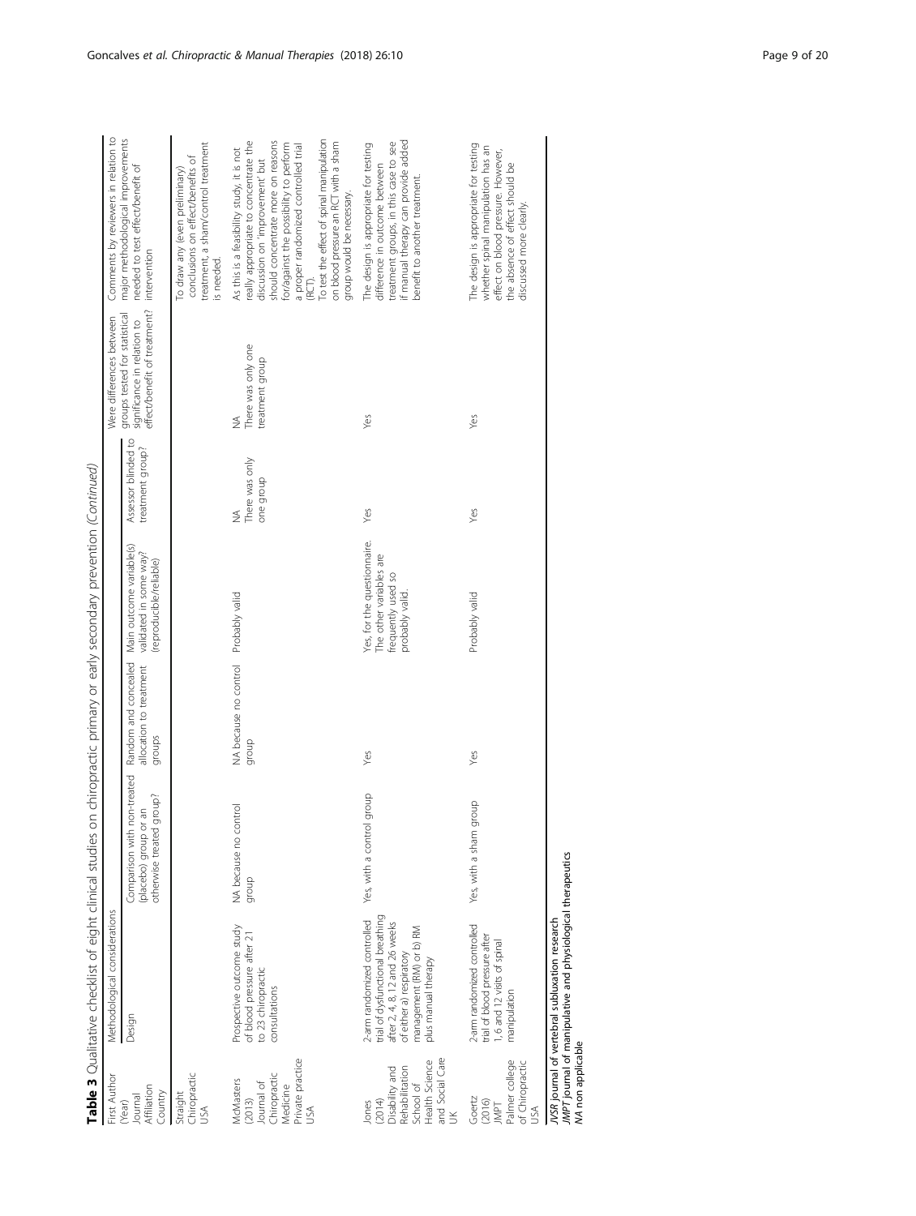**Table 3** Qualitative checklist of eight clinical studies on chiropractic primary or early secondary prevention *(Continued)*

| First Author (Year) Journal Affiliation Country | Methodological considerations | | | | | | Comments by reviewers in relation to major methodological improvements needed to test effect/benefit of intervention |
|---|---|---|---|---|---|---|---|
| | Design | Comparison with non-treated (placebo) group or an otherwise treated group? | Random and concealed allocation to treatment groups | Main outcome variable(s) validated in some way? (reproducible/reliable) | Assessor blinded to treatment group? | Were differences between groups tested for statistical significance in relation to effect/benefit of treatment? | |
| Straight Chiropractic USA | | | | | | | To draw any (even preliminary) conclusions on effect/benefits of treatment, a sham/control treatment is needed. |
| McMasters (2013) Journal of Chiropractic Medicine Private practice USA | Prospective outcome study of blood pressure after 21 to 23 chiropractic consultations | NA because no control group | NA because no control group | Probably valid | NA There was only one group | NA There was only one treatment group | As this is a feasibility study, it is not really appropriate to concentrate the discussion on 'improvement' but should concentrate more on reasons for/against the possibility to perform a proper randomized controlled trial (RCT). To test the effect of spinal manipulation on blood pressure an RCT with a sham group would be necessary. |
| Jones (2014) Disability and Rehabilitation School of Health Science and Social Care UK | 2-arm randomized controlled trial of dysfunctional breathing after 2, 4, 8, 12 and 26 weeks of either a) respiratory management (RM) or b) RM plus manual therapy | Yes, with a control group | Yes | Yes, for the questionnaire. The other variables are frequently used so probably valid. | Yes | Yes | The design is appropriate for testing difference in outcome between treatment groups, in this case to see if manual therapy can provide added benefit to another treatment. |
| Goertz (2016) JMPT Palmer college of Chiropractic USA | 2-arm randomized controlled trial of blood pressure after 1, 6 and 12 visits of spinal manipulation | Yes, with a sham group | Yes | Probably valid | Yes | Yes | The design is appropriate for testing whether spinal manipulation has an effect on blood pressure. However, the absence of effect should be discussed more clearly. |

*JVSR* journal of vertebral subluxation research
*JMPT* journal of manipulative and physiological therapeutics
*NA* non applicable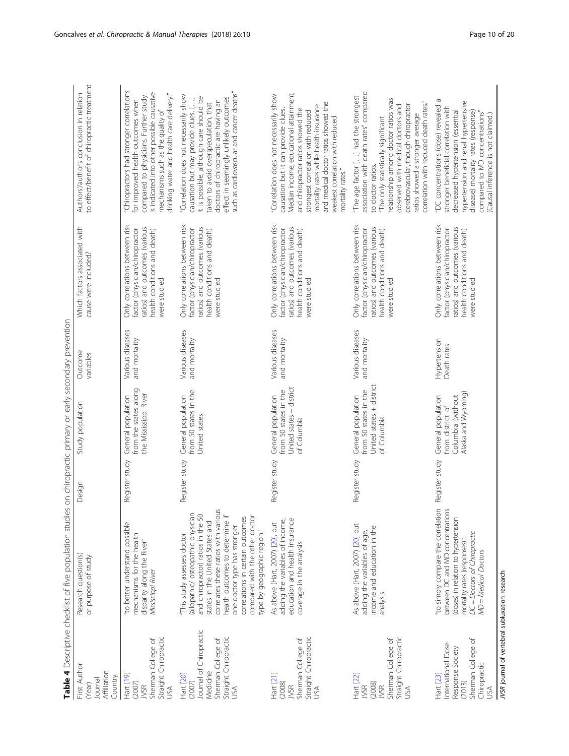**Table 4** Descriptive checklist of five population studies on chiropractic primary or early secondary prevention

| First Author (Year) Journal Affiliation Country | Research question(s) or purpose of study | Design | Study population | Outcome variables | Which factors associated with cause were included? | Authors/author's conclusion in relation to effect/benefit of chiropractic treatment |
|---|---|---|---|---|---|---|
| Hart [19] (2007) JVSR Sherman College of Straight Chiropractic USA | "to better understand possible mechanisms for the health disparity along the River" *Mississippi River* | Register study | General population from the states along the Mississippi River | Various diseases and mortality | Only correlations between risk factor (physician/chiropractor ratios) and outcomes (various health conditions and death) were studied | "Chiropractors had stronger correlations for improved health outcomes when compared to physicians. Further study is indicated into other possible causative mechanisms such as the quality of drinking water and health care delivery." |
| Hart [20] (2007) Journal of Chiropractic Medicine Sherman College of Straight Chiropractic USA | "This study assesses doctor (allopathic/ osteopathic physician and chiropractor) ratios in the 50 states in the United States and correlates these ratios with various health outcomes to determine if one doctor type has stronger correlations in certain outcomes compared with the other doctor type by geographic region." | Register study | General population from 50 states in the United states | Various diseases and mortality | Only correlations between risk factor (physician/chiropractor ratios) and outcomes (various health conditions and death) were studied | "Correlation does not necessarily show causation but may provide clues. […] It is possible, although care should be taken to avoid overspeculation, that doctors of chiropractic are having an effect in seemingly unlikely outcomes such as cardiovascular and cancer deaths" |
| Hart [21] (2008) JVSR Sherman College of Straight Chiropractic USA | As above (Hart, 2007) [20], but adding the variables of income, education and health insurance coverage in the analysis | Register study | General population from 50 states in the United states + district of Columbia | Various diseases and mortality | Only correlations between risk factor (physician/chiropractor ratios) and outcomes (various health conditions and death) were studied | "Correlation does not necessarily show causation but it can provide clues. Median income, educational attainment, and chiropractor ratios showed the strongest correlation with reduced mortality rates while health insurance and medical doctor ratios showed the weakest correlation with reduced mortality rates." |
| Hart [22] JVSR (2008) JVSR Sherman College of Straight Chiropractic USA | As above (Hart, 2007) [20] but adding the variables of age, income and education in the analysis | Register study | General population from 50 states in the United states + district of Columbia | Various diseases and mortality | Only correlations between risk factor (physician/chiropractor ratios) and outcomes (various health conditions and death) were studied | "The age factor […] had the strongest association with death rates" compared to doctor ratios. "The only statistically significant relationship among doctor ratios was observed with medical doctors and cerebrovascular, though chiropractor ratios showed a stronger average correlation with reduced death rates." |
| Hart [23] International Dose-Response Society (2013) Sherman College of Chiropractic USA | "to simply compare the correlation between DC and MD concentrations (doses) in relation to hypertension mortality rates (responses)." *DC = Doctors of Chiropractic* *MD = Medical Doctors* | Register study | General population from district of Columbia (without Alaska and Wyoming) | Hypertension Death rates | Only correlations between risk factor (physician/chiropractor ratios) and outcomes (various health conditions and death) were studied | "DC concentrations (dose) revealed a stronger beneficial correlation with decreased hypertension (essential hypertension and renal hypertensive disease) mortality rates (response) compared to MD concentrations" (Causal inference is not claimed.) |

*JVSR* journal of vertebral subluxation research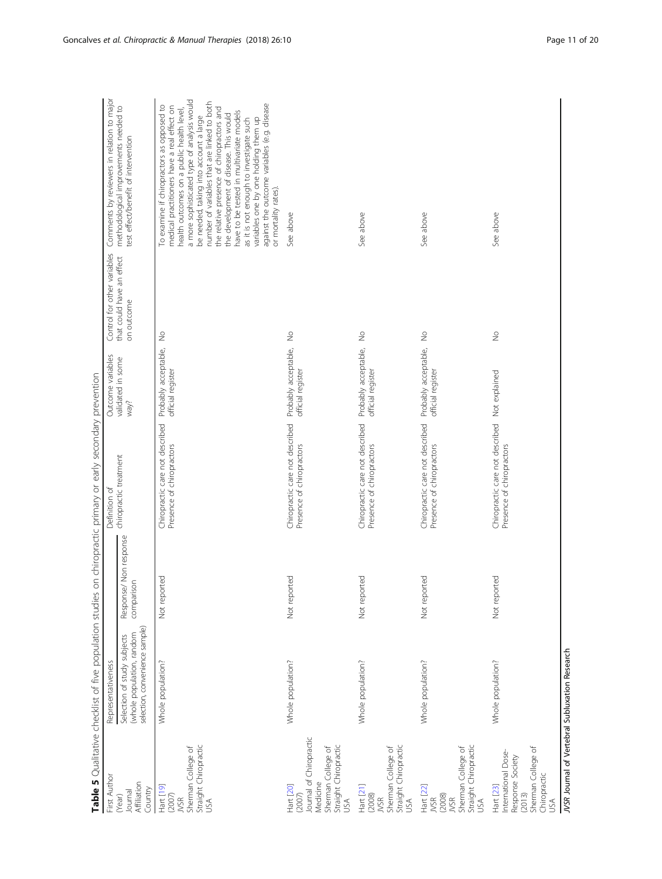**Table 5** Qualitative checklist of five population studies on chiropractic primary or early secondary prevention

| First Author (Year) Journal Affiliation Country | Representativeness | | Definition of chiropractic treatment | Outcome variables validated in some way? | Control for other variables that could have an effect on outcome | Comments by reviewers in relation to major methodological improvements needed to test effect/benefit of intervention |
|---|---|---|---|---|---|---|
| | Selection of study subjects (whole population, random selection, convenience sample) | Response/ Non response comparison | | | | |
| Hart [19] (2007) JVSR Sherman College of Straight Chiropractic USA | Whole population? | Not reported | Chiropractic care not described Presence of chiropractors | Probably acceptable, official register | No | To examine if chiropractors as opposed to medical practitioners have a real effect on health outcomes on a public health level, a more sophisticated type of analysis would be needed, taking into account a large number of variables that are linked to both the relative presence of chiropractors and the development of disease. This would have to be tested in multivariate models as it is not enough to investigate such variables one by one holding them up against the outcome variables (e.g. disease or mortality rates). |
| Hart [20] (2007) Journal of Chiropractic Medicine Sherman College of Straight Chiropractic USA | Whole population? | Not reported | Chiropractic care not described Presence of chiropractors | Probably acceptable, official register | No | See above |
| Hart [21] (2008) JVSR Sherman College of Straight Chiropractic USA | Whole population? | Not reported | Chiropractic care not described Presence of chiropractors | Probably acceptable, official register | No | See above |
| Hart [22] JVSR (2008) JVSR Sherman College of Straight Chiropractic USA | Whole population? | Not reported | Chiropractic care not described Presence of chiropractors | Probably acceptable, official register | No | See above |
| Hart [23] International Dose-Response Society (2013) Sherman College of Chiropractic USA | Whole population? | Not reported | Chiropractic care not described Presence of chiropractors | Not explained | No | See above |

*JVSR* Journal of Vertebral Subluxation Research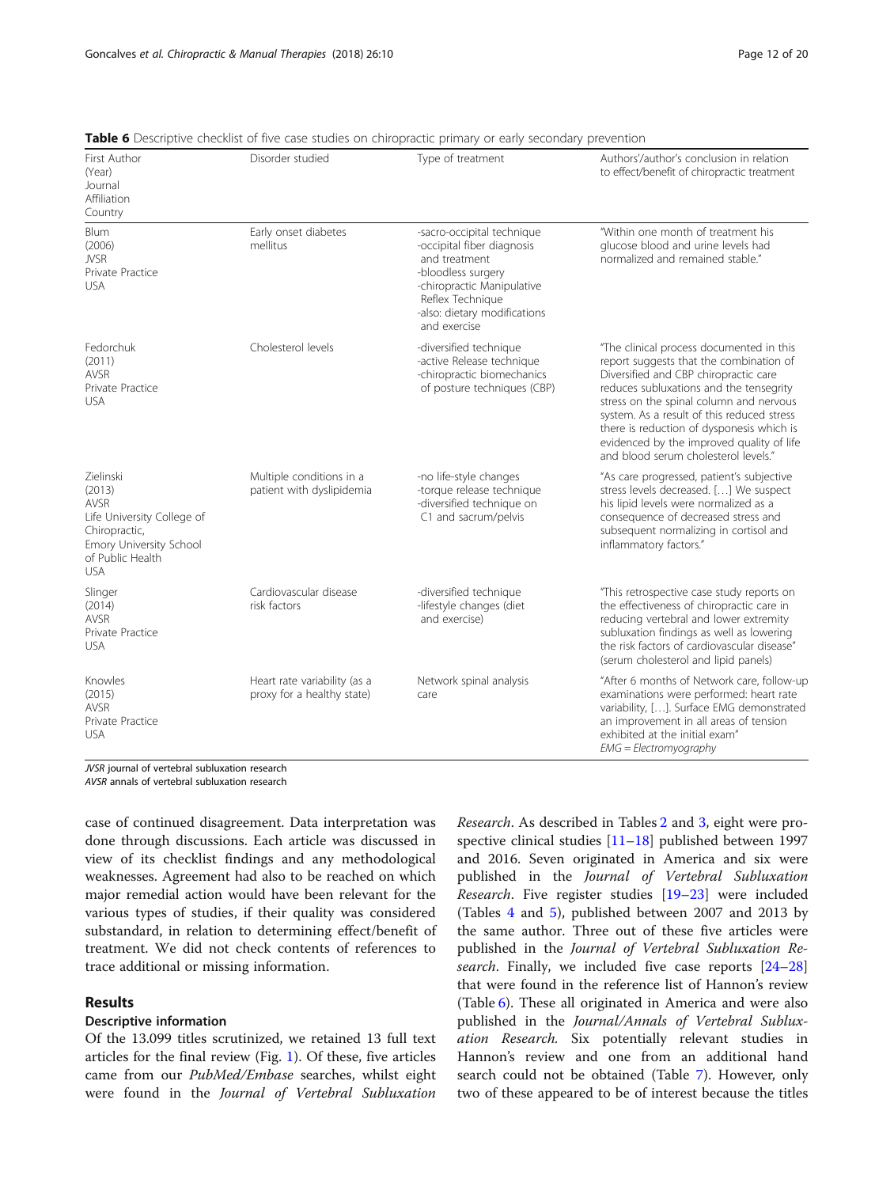**Table 6** Descriptive checklist of five case studies on chiropractic primary or early secondary prevention

| First Author (Year) Journal Affiliation Country | Disorder studied | Type of treatment | Authors'/author's conclusion in relation to effect/benefit of chiropractic treatment |
|---|---|---|---|
| Blum (2006) JVSR Private Practice USA | Early onset diabetes mellitus | -sacro-occipital technique -occipital fiber diagnosis and treatment -bloodless surgery -chiropractic Manipulative Reflex Technique -also: dietary modifications and exercise | "Within one month of treatment his glucose blood and urine levels had normalized and remained stable." |
| Fedorchuk (2011) AVSR Private Practice USA | Cholesterol levels | -diversified technique -active Release technique -chiropractic biomechanics of posture techniques (CBP) | "The clinical process documented in this report suggests that the combination of Diversified and CBP chiropractic care reduces subluxations and the tensegrity stress on the spinal column and nervous system. As a result of this reduced stress there is reduction of dysponesis which is evidenced by the improved quality of life and blood serum cholesterol levels." |
| Zielinski (2013) AVSR Life University College of Chiropractic, Emory University School of Public Health USA | Multiple conditions in a patient with dyslipidemia | -no life-style changes -torque release technique -diversified technique on C1 and sacrum/pelvis | "As care progressed, patient's subjective stress levels decreased. […] We suspect his lipid levels were normalized as a consequence of decreased stress and subsequent normalizing in cortisol and inflammatory factors." |
| Slinger (2014) AVSR Private Practice USA | Cardiovascular disease risk factors | -diversified technique -lifestyle changes (diet and exercise) | "This retrospective case study reports on the effectiveness of chiropractic care in reducing vertebral and lower extremity subluxation findings as well as lowering the risk factors of cardiovascular disease" (serum cholesterol and lipid panels) |
| Knowles (2015) AVSR Private Practice USA | Heart rate variability (as a proxy for a healthy state) | Network spinal analysis care | "After 6 months of Network care, follow-up examinations were performed: heart rate variability, […]. Surface EMG demonstrated an improvement in all areas of tension exhibited at the initial exam" *EMG = Electromyography* |

*JVSR* journal of vertebral subluxation research
*AVSR* annals of vertebral subluxation research

case of continued disagreement. Data interpretation was done through discussions. Each article was discussed in view of its checklist findings and any methodological weaknesses. Agreement had also to be reached on which major remedial action would have been relevant for the various types of studies, if their quality was considered substandard, in relation to determining effect/benefit of treatment. We did not check contents of references to trace additional or missing information.

## Results

### Descriptive information

Of the 13.099 titles scrutinized, we retained 13 full text articles for the final review (Fig. 1). Of these, five articles came from our *PubMed/Embase* searches, whilst eight were found in the *Journal of Vertebral Subluxation Research*. As described in Tables 2 and 3, eight were prospective clinical studies [11–18] published between 1997 and 2016. Seven originated in America and six were published in the *Journal of Vertebral Subluxation Research*. Five register studies [19–23] were included (Tables 4 and 5), published between 2007 and 2013 by the same author. Three out of these five articles were published in the *Journal of Vertebral Subluxation Research*. Finally, we included five case reports [24–28] that were found in the reference list of Hannon's review (Table 6). These all originated in America and were also published in the *Journal/Annals of Vertebral Subluxation Research.* Six potentially relevant studies in Hannon's review and one from an additional hand search could not be obtained (Table 7). However, only two of these appeared to be of interest because the titles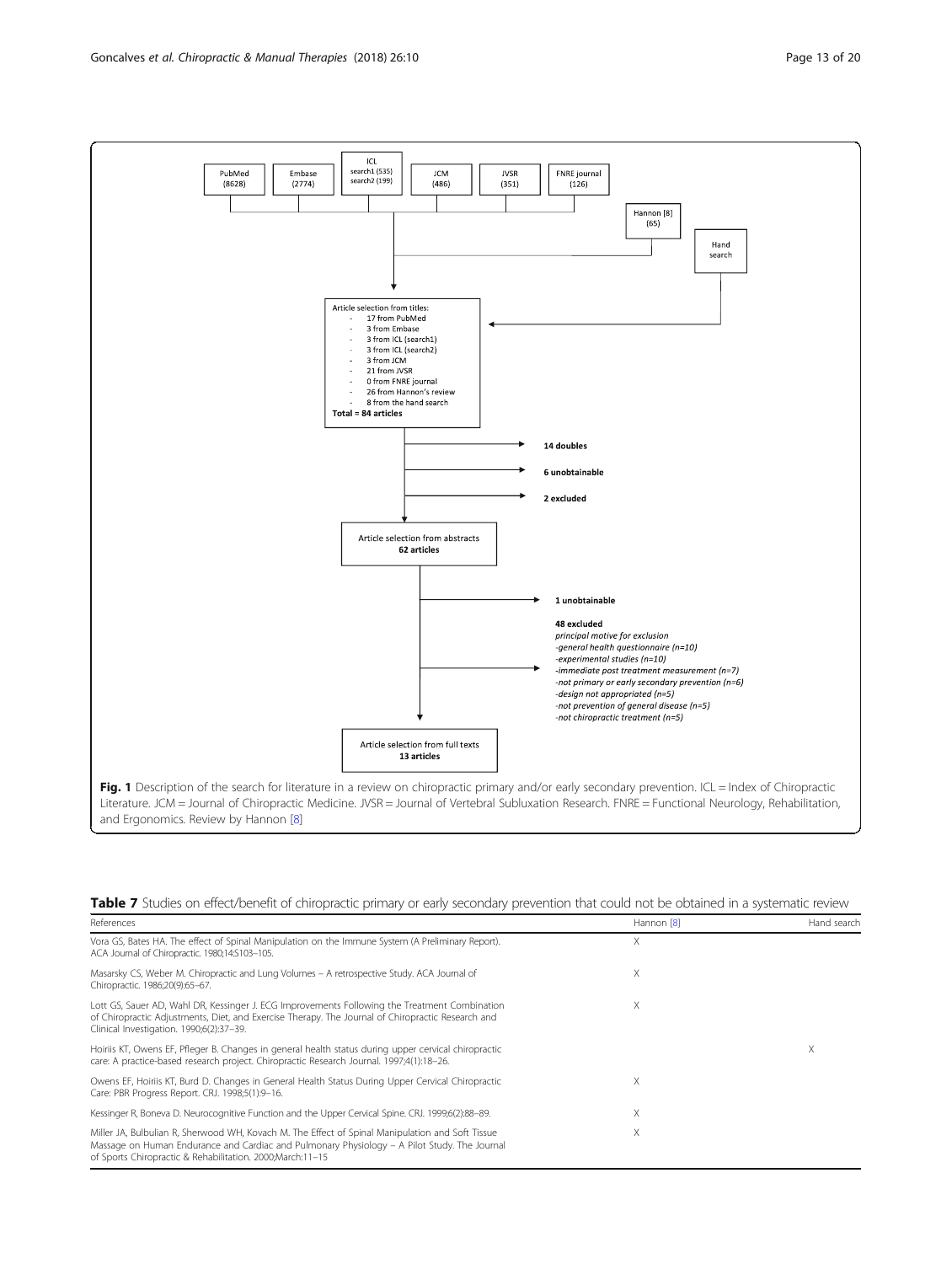PubMed (8628)

Embase (2774)

ICL search1 (535) search2 (199)

JCM (486)

JVSR (351)

FNRE journal (126)

Hannon [8] (65)

Hand search

Article selection from titles:
- 17 from PubMed
- 3 from Embase
- 3 from ICL (search1)
- 3 from ICL (search2)
- 3 from JCM
- 21 from JVSR
- 0 from FNRE journal
- 26 from Hannon's review
- 8 from the hand search

**Total = 84 articles**

**14 doubles**

**6 unobtainable**

**2 excluded**

Article selection from abstracts
**62 articles**

**1 unobtainable**

**48 excluded**
*principal motive for exclusion*
*-general health questionnaire (n=10)*
*-experimental studies (n=10)*
*-immediate post treatment measurement (n=7)*
*-not primary or early secondary prevention (n=6)*
*-design not appropriated (n=5)*
*-not prevention of general disease (n=5)*
*-not chiropractic treatment (n=5)*

Article selection from full texts
**13 articles**

**Fig. 1** Description of the search for literature in a review on chiropractic primary and/or early secondary prevention. ICL = Index of Chiropractic Literature. JCM = Journal of Chiropractic Medicine. JVSR = Journal of Vertebral Subluxation Research. FNRE = Functional Neurology, Rehabilitation, and Ergonomics. Review by Hannon [8]

**Table 7** Studies on effect/benefit of chiropractic primary or early secondary prevention that could not be obtained in a systematic review

| References | Hannon [8] | Hand search |
|---|---|---|
| Vora GS, Bates HA. The effect of Spinal Manipulation on the Immune System (A Preliminary Report). ACA Journal of Chiropractic. 1980;14:S103–105. | X | |
| Masarsky CS, Weber M. Chiropractic and Lung Volumes – A retrospective Study. ACA Journal of Chiropractic. 1986;20(9):65–67. | X | |
| Lott GS, Sauer AD, Wahl DR, Kessinger J. ECG Improvements Following the Treatment Combination of Chiropractic Adjustments, Diet, and Exercise Therapy. The Journal of Chiropractic Research and Clinical Investigation. 1990;6(2):37–39. | X | |
| Hoiriis KT, Owens EF, Pfleger B. Changes in general health status during upper cervical chiropractic care: A practice-based research project. Chiropractic Research Journal. 1997;4(1):18–26. | | X |
| Owens EF, Hoiriis KT, Burd D. Changes in General Health Status During Upper Cervical Chiropractic Care: PBR Progress Report. CRJ. 1998;5(1):9–16. | X | |
| Kessinger R, Boneva D. Neurocognitive Function and the Upper Cervical Spine. CRJ. 1999;6(2):88–89. | X | |
| Miller JA, Bulbulian R, Sherwood WH, Kovach M. The Effect of Spinal Manipulation and Soft Tissue Massage on Human Endurance and Cardiac and Pulmonary Physiology – A Pilot Study. The Journal of Sports Chiropractic & Rehabilitation. 2000;March:11–15 | X | |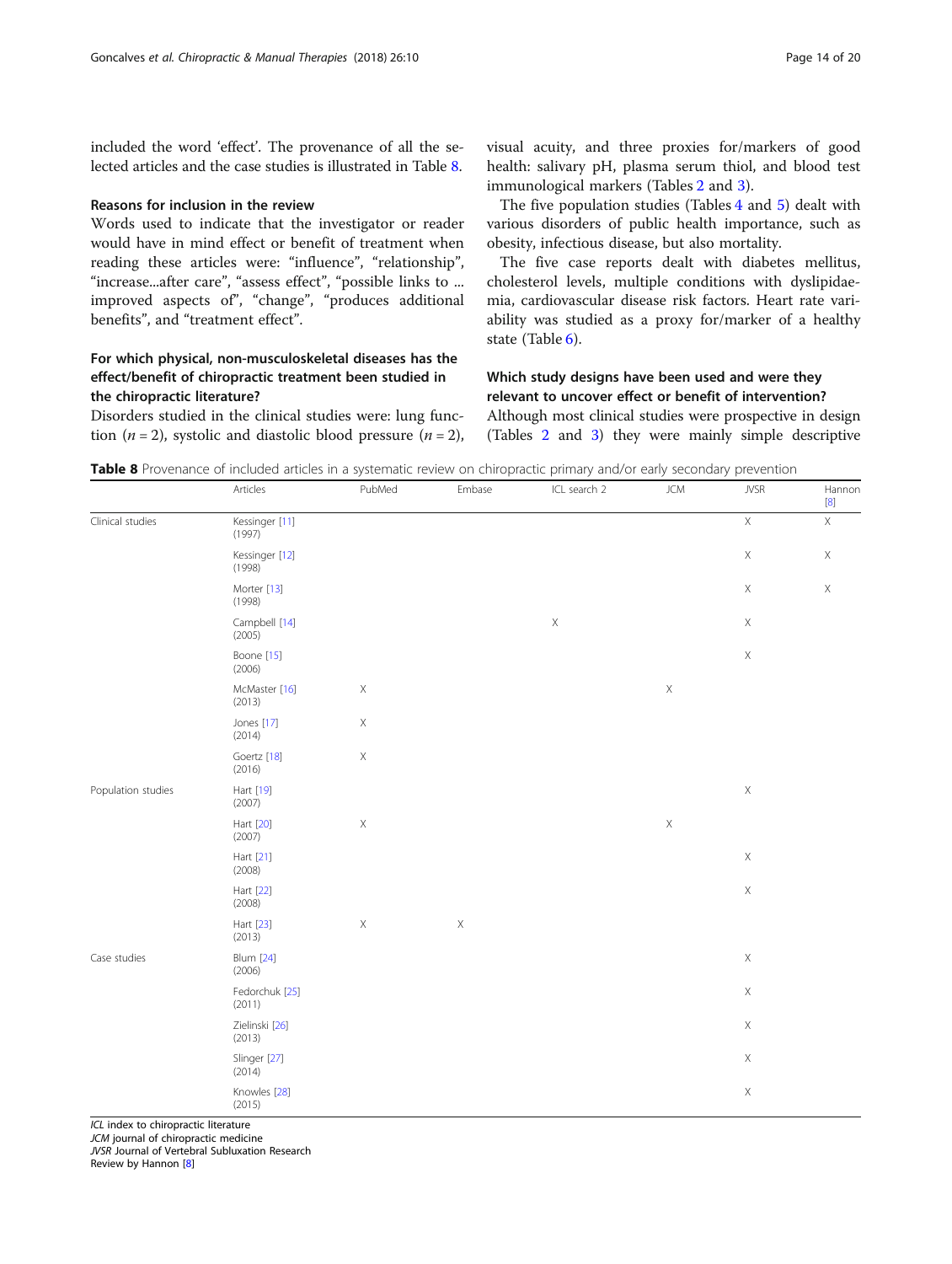included the word 'effect'. The provenance of all the selected articles and the case studies is illustrated in Table 8.

### Reasons for inclusion in the review

Words used to indicate that the investigator or reader would have in mind effect or benefit of treatment when reading these articles were: "influence", "relationship", "increase...after care", "assess effect", "possible links to ... improved aspects of", "change", "produces additional benefits", and "treatment effect".

### For which physical, non-musculoskeletal diseases has the effect/benefit of chiropractic treatment been studied in the chiropractic literature?

Disorders studied in the clinical studies were: lung function ($n = 2$), systolic and diastolic blood pressure ($n = 2$), visual acuity, and three proxies for/markers of good health: salivary pH, plasma serum thiol, and blood test immunological markers (Tables 2 and 3).

The five population studies (Tables 4 and 5) dealt with various disorders of public health importance, such as obesity, infectious disease, but also mortality.

The five case reports dealt with diabetes mellitus, cholesterol levels, multiple conditions with dyslipidaemia, cardiovascular disease risk factors. Heart rate variability was studied as a proxy for/marker of a healthy state (Table 6).

### Which study designs have been used and were they relevant to uncover effect or benefit of intervention?

Although most clinical studies were prospective in design (Tables 2 and 3) they were mainly simple descriptive

**Table 8** Provenance of included articles in a systematic review on chiropractic primary and/or early secondary prevention

| | Articles | PubMed | Embase | ICL search 2 | JCM | JVSR | Hannon [8] |
|---|---|---|---|---|---|---|---|
| Clinical studies | Kessinger [11] (1997) | | | | | X | X |
| | Kessinger [12] (1998) | | | | | X | X |
| | Morter [13] (1998) | | | | | X | X |
| | Campbell [14] (2005) | | | X | | X | |
| | Boone [15] (2006) | | | | | X | |
| | McMaster [16] (2013) | X | | | X | | |
| | Jones [17] (2014) | X | | | | | |
| | Goertz [18] (2016) | X | | | | | |
| Population studies | Hart [19] (2007) | | | | | X | |
| | Hart [20] (2007) | X | | | X | | |
| | Hart [21] (2008) | | | | | X | |
| | Hart [22] (2008) | | | | | X | |
| | Hart [23] (2013) | X | X | | | | |
| Case studies | Blum [24] (2006) | | | | | X | |
| | Fedorchuk [25] (2011) | | | | | X | |
| | Zielinski [26] (2013) | | | | | X | |
| | Slinger [27] (2014) | | | | | X | |
| | Knowles [28] (2015) | | | | | X | |

*ICL* index to chiropractic literature
*JCM* journal of chiropractic medicine
*JVSR* Journal of Vertebral Subluxation Research
Review by Hannon [8]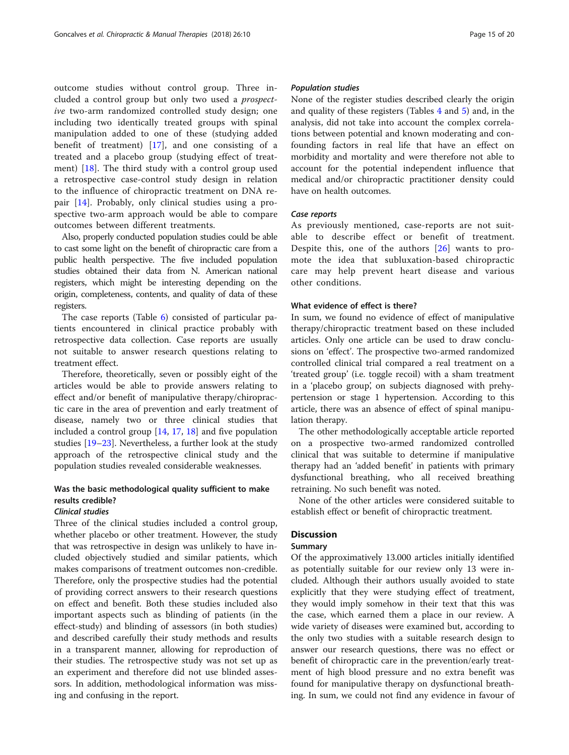outcome studies without control group. Three included a control group but only two used a *prospective* two-arm randomized controlled study design; one including two identically treated groups with spinal manipulation added to one of these (studying added benefit of treatment) [17], and one consisting of a treated and a placebo group (studying effect of treatment) [18]. The third study with a control group used a retrospective case-control study design in relation to the influence of chiropractic treatment on DNA repair [14]. Probably, only clinical studies using a prospective two-arm approach would be able to compare outcomes between different treatments.

Also, properly conducted population studies could be able to cast some light on the benefit of chiropractic care from a public health perspective. The five included population studies obtained their data from N. American national registers, which might be interesting depending on the origin, completeness, contents, and quality of data of these registers.

The case reports (Table 6) consisted of particular patients encountered in clinical practice probably with retrospective data collection. Case reports are usually not suitable to answer research questions relating to treatment effect.

Therefore, theoretically, seven or possibly eight of the articles would be able to provide answers relating to effect and/or benefit of manipulative therapy/chiropractic care in the area of prevention and early treatment of disease, namely two or three clinical studies that included a control group [14, 17, 18] and five population studies [19–23]. Nevertheless, a further look at the study approach of the retrospective clinical study and the population studies revealed considerable weaknesses.

### Was the basic methodological quality sufficient to make results credible?

#### *Clinical studies*

Three of the clinical studies included a control group, whether placebo or other treatment. However, the study that was retrospective in design was unlikely to have included objectively studied and similar patients, which makes comparisons of treatment outcomes non-credible. Therefore, only the prospective studies had the potential of providing correct answers to their research questions on effect and benefit. Both these studies included also important aspects such as blinding of patients (in the effect-study) and blinding of assessors (in both studies) and described carefully their study methods and results in a transparent manner, allowing for reproduction of their studies. The retrospective study was not set up as an experiment and therefore did not use blinded assessors. In addition, methodological information was missing and confusing in the report.

#### *Population studies*

None of the register studies described clearly the origin and quality of these registers (Tables 4 and 5) and, in the analysis, did not take into account the complex correlations between potential and known moderating and confounding factors in real life that have an effect on morbidity and mortality and were therefore not able to account for the potential independent influence that medical and/or chiropractic practitioner density could have on health outcomes.

#### *Case reports*

As previously mentioned, case-reports are not suitable to describe effect or benefit of treatment. Despite this, one of the authors [26] wants to promote the idea that subluxation-based chiropractic care may help prevent heart disease and various other conditions.

### What evidence of effect is there?

In sum, we found no evidence of effect of manipulative therapy/chiropractic treatment based on these included articles. Only one article can be used to draw conclusions on 'effect'. The prospective two-armed randomized controlled clinical trial compared a real treatment on a 'treated group' (i.e. toggle recoil) with a sham treatment in a 'placebo group', on subjects diagnosed with prehypertension or stage 1 hypertension. According to this article, there was an absence of effect of spinal manipulation therapy.

The other methodologically acceptable article reported on a prospective two-armed randomized controlled clinical that was suitable to determine if manipulative therapy had an 'added benefit' in patients with primary dysfunctional breathing, who all received breathing retraining. No such benefit was noted.

None of the other articles were considered suitable to establish effect or benefit of chiropractic treatment.

## Discussion

### Summary

Of the approximatively 13.000 articles initially identified as potentially suitable for our review only 13 were included. Although their authors usually avoided to state explicitly that they were studying effect of treatment, they would imply somehow in their text that this was the case, which earned them a place in our review. A wide variety of diseases were examined but, according to the only two studies with a suitable research design to answer our research questions, there was no effect or benefit of chiropractic care in the prevention/early treatment of high blood pressure and no extra benefit was found for manipulative therapy on dysfunctional breathing. In sum, we could not find any evidence in favour of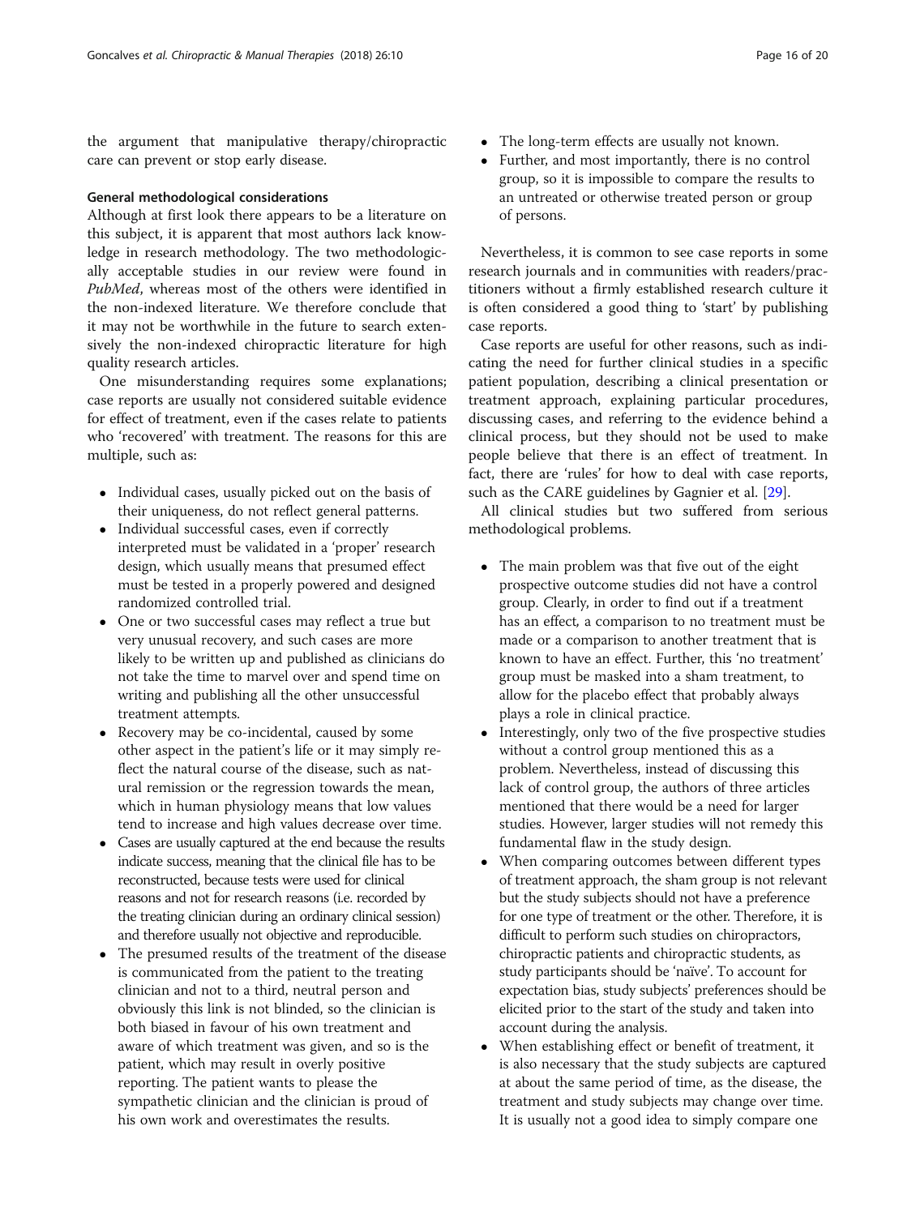the argument that manipulative therapy/chiropractic care can prevent or stop early disease.

### General methodological considerations

Although at first look there appears to be a literature on this subject, it is apparent that most authors lack knowledge in research methodology. The two methodologically acceptable studies in our review were found in *PubMed*, whereas most of the others were identified in the non-indexed literature. We therefore conclude that it may not be worthwhile in the future to search extensively the non-indexed chiropractic literature for high quality research articles.

One misunderstanding requires some explanations; case reports are usually not considered suitable evidence for effect of treatment, even if the cases relate to patients who 'recovered' with treatment. The reasons for this are multiple, such as:

- Individual cases, usually picked out on the basis of their uniqueness, do not reflect general patterns.
- Individual successful cases, even if correctly interpreted must be validated in a 'proper' research design, which usually means that presumed effect must be tested in a properly powered and designed randomized controlled trial.
- One or two successful cases may reflect a true but very unusual recovery, and such cases are more likely to be written up and published as clinicians do not take the time to marvel over and spend time on writing and publishing all the other unsuccessful treatment attempts.
- Recovery may be co-incidental, caused by some other aspect in the patient's life or it may simply reflect the natural course of the disease, such as natural remission or the regression towards the mean, which in human physiology means that low values tend to increase and high values decrease over time.
- Cases are usually captured at the end because the results indicate success, meaning that the clinical file has to be reconstructed, because tests were used for clinical reasons and not for research reasons (i.e. recorded by the treating clinician during an ordinary clinical session) and therefore usually not objective and reproducible.
- The presumed results of the treatment of the disease is communicated from the patient to the treating clinician and not to a third, neutral person and obviously this link is not blinded, so the clinician is both biased in favour of his own treatment and aware of which treatment was given, and so is the patient, which may result in overly positive reporting. The patient wants to please the sympathetic clinician and the clinician is proud of his own work and overestimates the results.
- The long-term effects are usually not known.
- Further, and most importantly, there is no control group, so it is impossible to compare the results to an untreated or otherwise treated person or group of persons.

Nevertheless, it is common to see case reports in some research journals and in communities with readers/practitioners without a firmly established research culture it is often considered a good thing to 'start' by publishing case reports.

Case reports are useful for other reasons, such as indicating the need for further clinical studies in a specific patient population, describing a clinical presentation or treatment approach, explaining particular procedures, discussing cases, and referring to the evidence behind a clinical process, but they should not be used to make people believe that there is an effect of treatment. In fact, there are 'rules' for how to deal with case reports, such as the CARE guidelines by Gagnier et al. [29].

All clinical studies but two suffered from serious methodological problems.

- The main problem was that five out of the eight prospective outcome studies did not have a control group. Clearly, in order to find out if a treatment has an effect, a comparison to no treatment must be made or a comparison to another treatment that is known to have an effect. Further, this 'no treatment' group must be masked into a sham treatment, to allow for the placebo effect that probably always plays a role in clinical practice.
- Interestingly, only two of the five prospective studies without a control group mentioned this as a problem. Nevertheless, instead of discussing this lack of control group, the authors of three articles mentioned that there would be a need for larger studies. However, larger studies will not remedy this fundamental flaw in the study design.
- When comparing outcomes between different types of treatment approach, the sham group is not relevant but the study subjects should not have a preference for one type of treatment or the other. Therefore, it is difficult to perform such studies on chiropractors, chiropractic patients and chiropractic students, as study participants should be 'naïve'. To account for expectation bias, study subjects' preferences should be elicited prior to the start of the study and taken into account during the analysis.
- When establishing effect or benefit of treatment, it is also necessary that the study subjects are captured at about the same period of time, as the disease, the treatment and study subjects may change over time. It is usually not a good idea to simply compare one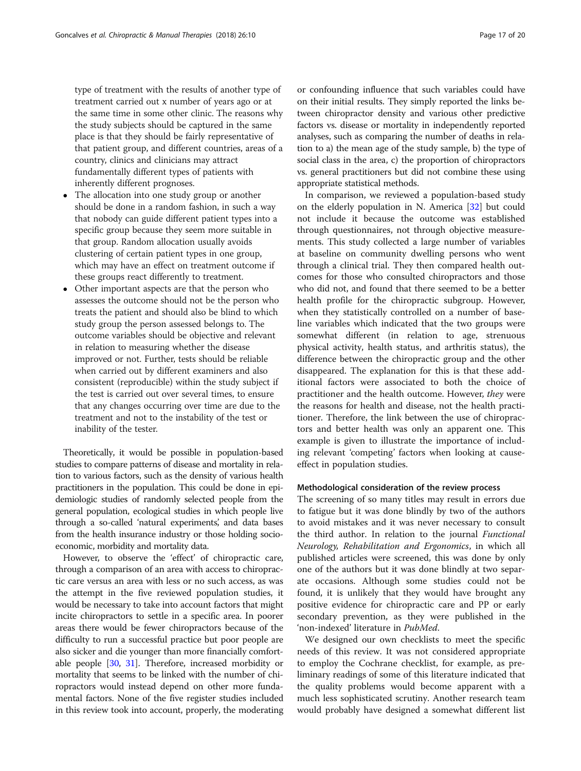type of treatment with the results of another type of treatment carried out x number of years ago or at the same time in some other clinic. The reasons why the study subjects should be captured in the same place is that they should be fairly representative of that patient group, and different countries, areas of a country, clinics and clinicians may attract fundamentally different types of patients with inherently different prognoses.

- The allocation into one study group or another should be done in a random fashion, in such a way that nobody can guide different patient types into a specific group because they seem more suitable in that group. Random allocation usually avoids clustering of certain patient types in one group, which may have an effect on treatment outcome if these groups react differently to treatment.
- Other important aspects are that the person who assesses the outcome should not be the person who treats the patient and should also be blind to which study group the person assessed belongs to. The outcome variables should be objective and relevant in relation to measuring whether the disease improved or not. Further, tests should be reliable when carried out by different examiners and also consistent (reproducible) within the study subject if the test is carried out over several times, to ensure that any changes occurring over time are due to the treatment and not to the instability of the test or inability of the tester.

Theoretically, it would be possible in population-based studies to compare patterns of disease and mortality in relation to various factors, such as the density of various health practitioners in the population. This could be done in epidemiologic studies of randomly selected people from the general population, ecological studies in which people live through a so-called 'natural experiments', and data bases from the health insurance industry or those holding socio-economic, morbidity and mortality data.

However, to observe the 'effect' of chiropractic care, through a comparison of an area with access to chiropractic care versus an area with less or no such access, as was the attempt in the five reviewed population studies, it would be necessary to take into account factors that might incite chiropractors to settle in a specific area. In poorer areas there would be fewer chiropractors because of the difficulty to run a successful practice but poor people are also sicker and die younger than more financially comfortable people [30, 31]. Therefore, increased morbidity or mortality that seems to be linked with the number of chiropractors would instead depend on other more fundamental factors. None of the five register studies included in this review took into account, properly, the moderating or confounding influence that such variables could have on their initial results. They simply reported the links between chiropractor density and various other predictive factors vs. disease or mortality in independently reported analyses, such as comparing the number of deaths in relation to a) the mean age of the study sample, b) the type of social class in the area, c) the proportion of chiropractors vs. general practitioners but did not combine these using appropriate statistical methods.

In comparison, we reviewed a population-based study on the elderly population in N. America [32] but could not include it because the outcome was established through questionnaires, not through objective measurements. This study collected a large number of variables at baseline on community dwelling persons who went through a clinical trial. They then compared health outcomes for those who consulted chiropractors and those who did not, and found that there seemed to be a better health profile for the chiropractic subgroup. However, when they statistically controlled on a number of baseline variables which indicated that the two groups were somewhat different (in relation to age, strenuous physical activity, health status, and arthritis status), the difference between the chiropractic group and the other disappeared. The explanation for this is that these additional factors were associated to both the choice of practitioner and the health outcome. However, *they* were the reasons for health and disease, not the health practitioner. Therefore, the link between the use of chiropractors and better health was only an apparent one. This example is given to illustrate the importance of including relevant 'competing' factors when looking at cause-effect in population studies.

#### Methodological consideration of the review process

The screening of so many titles may result in errors due to fatigue but it was done blindly by two of the authors to avoid mistakes and it was never necessary to consult the third author. In relation to the journal *Functional Neurology, Rehabilitation and Ergonomics*, in which all published articles were screened, this was done by only one of the authors but it was done blindly at two separate occasions. Although some studies could not be found, it is unlikely that they would have brought any positive evidence for chiropractic care and PP or early secondary prevention, as they were published in the 'non-indexed' literature in *PubMed*.

We designed our own checklists to meet the specific needs of this review. It was not considered appropriate to employ the Cochrane checklist, for example, as preliminary readings of some of this literature indicated that the quality problems would become apparent with a much less sophisticated scrutiny. Another research team would probably have designed a somewhat different list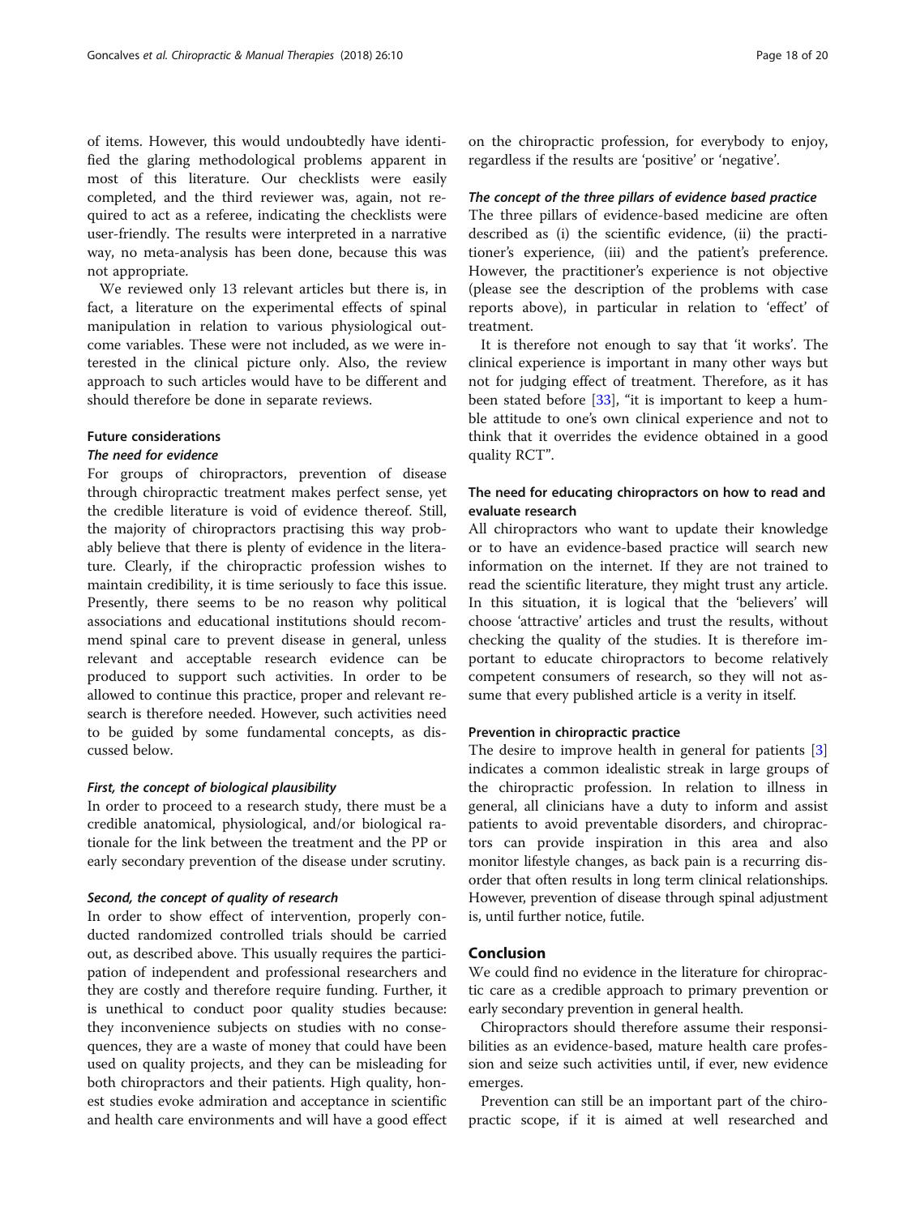of items. However, this would undoubtedly have identified the glaring methodological problems apparent in most of this literature. Our checklists were easily completed, and the third reviewer was, again, not required to act as a referee, indicating the checklists were user-friendly. The results were interpreted in a narrative way, no meta-analysis has been done, because this was not appropriate.

We reviewed only 13 relevant articles but there is, in fact, a literature on the experimental effects of spinal manipulation in relation to various physiological outcome variables. These were not included, as we were interested in the clinical picture only. Also, the review approach to such articles would have to be different and should therefore be done in separate reviews.

## Future considerations

### *The need for evidence*

For groups of chiropractors, prevention of disease through chiropractic treatment makes perfect sense, yet the credible literature is void of evidence thereof. Still, the majority of chiropractors practising this way probably believe that there is plenty of evidence in the literature. Clearly, if the chiropractic profession wishes to maintain credibility, it is time seriously to face this issue. Presently, there seems to be no reason why political associations and educational institutions should recommend spinal care to prevent disease in general, unless relevant and acceptable research evidence can be produced to support such activities. In order to be allowed to continue this practice, proper and relevant research is therefore needed. However, such activities need to be guided by some fundamental concepts, as discussed below.

### *First, the concept of biological plausibility*

In order to proceed to a research study, there must be a credible anatomical, physiological, and/or biological rationale for the link between the treatment and the PP or early secondary prevention of the disease under scrutiny.

### *Second, the concept of quality of research*

In order to show effect of intervention, properly conducted randomized controlled trials should be carried out, as described above. This usually requires the participation of independent and professional researchers and they are costly and therefore require funding. Further, it is unethical to conduct poor quality studies because: they inconvenience subjects on studies with no consequences, they are a waste of money that could have been used on quality projects, and they can be misleading for both chiropractors and their patients. High quality, honest studies evoke admiration and acceptance in scientific and health care environments and will have a good effect on the chiropractic profession, for everybody to enjoy, regardless if the results are 'positive' or 'negative'.

### *The concept of the three pillars of evidence based practice*

The three pillars of evidence-based medicine are often described as (i) the scientific evidence, (ii) the practitioner's experience, (iii) and the patient's preference. However, the practitioner's experience is not objective (please see the description of the problems with case reports above), in particular in relation to 'effect' of treatment.

It is therefore not enough to say that 'it works'. The clinical experience is important in many other ways but not for judging effect of treatment. Therefore, as it has been stated before [33], "it is important to keep a humble attitude to one's own clinical experience and not to think that it overrides the evidence obtained in a good quality RCT".

## The need for educating chiropractors on how to read and evaluate research

All chiropractors who want to update their knowledge or to have an evidence-based practice will search new information on the internet. If they are not trained to read the scientific literature, they might trust any article. In this situation, it is logical that the 'believers' will choose 'attractive' articles and trust the results, without checking the quality of the studies. It is therefore important to educate chiropractors to become relatively competent consumers of research, so they will not assume that every published article is a verity in itself.

## Prevention in chiropractic practice

The desire to improve health in general for patients [3] indicates a common idealistic streak in large groups of the chiropractic profession. In relation to illness in general, all clinicians have a duty to inform and assist patients to avoid preventable disorders, and chiropractors can provide inspiration in this area and also monitor lifestyle changes, as back pain is a recurring disorder that often results in long term clinical relationships. However, prevention of disease through spinal adjustment is, until further notice, futile.

# Conclusion

We could find no evidence in the literature for chiropractic care as a credible approach to primary prevention or early secondary prevention in general health.

Chiropractors should therefore assume their responsibilities as an evidence-based, mature health care profession and seize such activities until, if ever, new evidence emerges.

Prevention can still be an important part of the chiropractic scope, if it is aimed at well researched and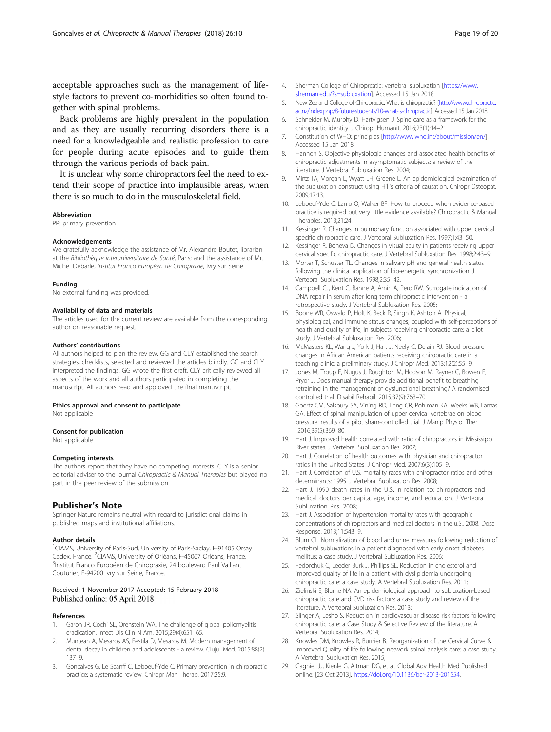acceptable approaches such as the management of lifestyle factors to prevent co-morbidities so often found together with spinal problems.

Back problems are highly prevalent in the population and as they are usually recurring disorders there is a need for a knowledgeable and realistic profession to care for people during acute episodes and to guide them through the various periods of back pain.

It is unclear why some chiropractors feel the need to extend their scope of practice into implausible areas, when there is so much to do in the musculoskeletal field.

#### Abbreviation

PP: primary prevention

#### Acknowledgements

We gratefully acknowledge the assistance of Mr. Alexandre Boutet, librarian at the *Bibliothèque interuniversitaire de Santé*, Paris; and the assistance of Mr. Michel Debarle, *Institut Franco Européen de Chiropraxie*, Ivry sur Seine.

#### Funding

No external funding was provided.

#### Availability of data and materials

The articles used for the current review are available from the corresponding author on reasonable request.

#### Authors' contributions

All authors helped to plan the review. GG and CLY established the search strategies, checklists, selected and reviewed the articles blindly. GG and CLY interpreted the findings. GG wrote the first draft. CLY critically reviewed all aspects of the work and all authors participated in completing the manuscript. All authors read and approved the final manuscript.

#### Ethics approval and consent to participate

Not applicable

#### Consent for publication

Not applicable

#### Competing interests

The authors report that they have no competing interests. CLY is a senior editorial adviser to the journal *Chiropractic & Manual Therapies* but played no part in the peer review of the submission.

## Publisher's Note

Springer Nature remains neutral with regard to jurisdictional claims in published maps and institutional affiliations.

#### Author details

[1]CIAMS, University of Paris-Sud, University of Paris-Saclay, F-91405 Orsay Cedex, France. [2]CIAMS, University of Orléans, F-45067 Orléans, France. [3]Institut Franco Européen de Chiropraxie, 24 boulevard Paul Vaillant Couturier, F-94200 Ivry sur Seine, France.

Received: 1 November 2017 Accepted: 15 February 2018
Published online: 05 April 2018

#### References

1. Garon JR, Cochi SL, Orenstein WA. The challenge of global poliomyelitis eradication. Infect Dis Clin N Am. 2015;29(4):651–65.
2. Muntean A, Mesaros AS, Festila D, Mesaros M. Modern management of dental decay in children and adolescents - a review. Clujul Med. 2015;88(2): 137–9.
3. Goncalves G, Le Scanff C, Leboeuf-Yde C. Primary prevention in chiropractic practice: a systematic review. Chiropr Man Therap. 2017;25:9.
4. Sherman College of Chiroprcatic: vertebral subluxation [https://www.sherman.edu/?s=subluxation]. Accessed 15 Jan 2018.
5. New Zealand College of Chiropractic: What is chiropractic? [http://www.chiropractic.ac.nz/index.php/8-future-students/10-what-is-chiropractic]. Accessed 15 Jan 2018.
6. Schneider M, Murphy D, Hartvigsen J. Spine care as a framework for the chiropractic identity. J Chiropr Humanit. 2016;23(1):14–21.
7. Constitution of WHO: principles [http://www.who.int/about/mission/en/]. Accessed 15 Jan 2018.
8. Hannon S. Objective physiologic changes and associated health benefits of chiropractic adjustments in asymptomatic subjects: a review of the literature. J Vertebral Subluxation Res. 2004;
9. Mirtz TA, Morgan L, Wyatt LH, Greene L. An epidemiological examination of the subluxation construct using Hill's criteria of causation. Chiropr Osteopat. 2009;17:13.
10. Leboeuf-Yde C, Lanlo O, Walker BF. How to proceed when evidence-based practice is required but very little evidence available? Chiropractic & Manual Therapies. 2013;21:24.
11. Kessinger R. Changes in pulmonary function associated with upper cervical specific chiropractic care. J Vertebral Subluxation Res. 1997;1:43–50.
12. Kessinger R, Boneva D. Changes in visual acuity in patients receiving upper cervical specific chiropractic care. J Vertebral Subluxation Res. 1998;2:43–9.
13. Morter T, Schuster TL. Changes in salivary pH and general health status following the clinical application of bio-energetic synchronization. J Vertebral Subluxation Res. 1998;2:35–42.
14. Campbell CJ, Kent C, Banne A, Amiri A, Pero RW. Surrogate indication of DNA repair in serum after long term chiropractic intervention - a retrospective study. J Vertebral Subluxation Res. 2005;
15. Boone WR, Oswald P, Holt K, Beck R, Singh K, Ashton A. Physical, physiological, and immune status changes, coupled with self-perceptions of health and quality of life, in subjects receiving chiropractic care: a pilot study. J Vertebral Subluxation Res. 2006;
16. McMasters KL, Wang J, York J, Hart J, Neely C, Delain RJ. Blood pressure changes in African American patients receiving chiropractic care in a teaching clinic: a preliminary study. J Chiropr Med. 2013;12(2):55–9.
17. Jones M, Troup F, Nugus J, Roughton M, Hodson M, Rayner C, Bowen F, Pryor J. Does manual therapy provide additional benefit to breathing retraining in the management of dysfunctional breathing? A randomised controlled trial. Disabil Rehabil. 2015;37(9):763–70.
18. Goertz CM, Salsbury SA, Vining RD, Long CR, Pohlman KA, Weeks WB, Lamas GA. Effect of spinal manipulation of upper cervical vertebrae on blood pressure: results of a pilot sham-controlled trial. J Manip Physiol Ther. 2016;39(5):369–80.
19. Hart J. Improved health correlated with ratio of chiropractors in Mississippi River states. J Vertebral Subluxation Res. 2007;
20. Hart J. Correlation of health outcomes with physician and chiropractor ratios in the United States. J Chiropr Med. 2007;6(3):105–9.
21. Hart J. Correlation of U.S. mortality rates with chiropractor ratios and other determinants: 1995. J Vertebral Subluxation Res. 2008;
22. Hart J. 1990 death rates in the U.S. in relation to: chiropractors and medical doctors per capita, age, income, and education. J Vertebral Subluxation Res. 2008;
23. Hart J. Association of hypertension mortality rates with geographic concentrations of chiropractors and medical doctors in the u.S., 2008. Dose Response. 2013;11:543–9.
24. Blum CL. Normalization of blood and urine measures following reduction of vertebral subluxations in a patient diagnosed with early onset diabetes mellitus: a case study. J Vertebral Subluxation Res. 2006;
25. Fedorchuk C, Leeder Burk J, Phillips SL. Reduction in cholesterol and improved quality of life in a patient with dyslipidemia undergoing chiropractic care: a case study. A Vertebral Subluxation Res. 2011;
26. Zielinski E, Blume NA. An epidemiological approach to subluxation-based chiropractic care and CVD risk factors: a case study and review of the literature. A Vertebral Subluxation Res. 2013;
27. Slinger A, Lesho S. Reduction in cardiovascular disease risk factors following chiropractic care: a Case Study & Selective Review of the literature. A Vertebral Subluxation Res. 2014;
28. Knowles DM, Knowles R, Burnier B. Reorganization of the Cervical Curve & Improved Quality of life following network spinal analysis care: a case study. A Vertebral Subluxation Res. 2015;
29. Gagnier JJ, Kienle G, Altman DG, et al. Global Adv Health Med Published online: [23 Oct 2013]. https://doi.org/10.1136/bcr-2013-201554.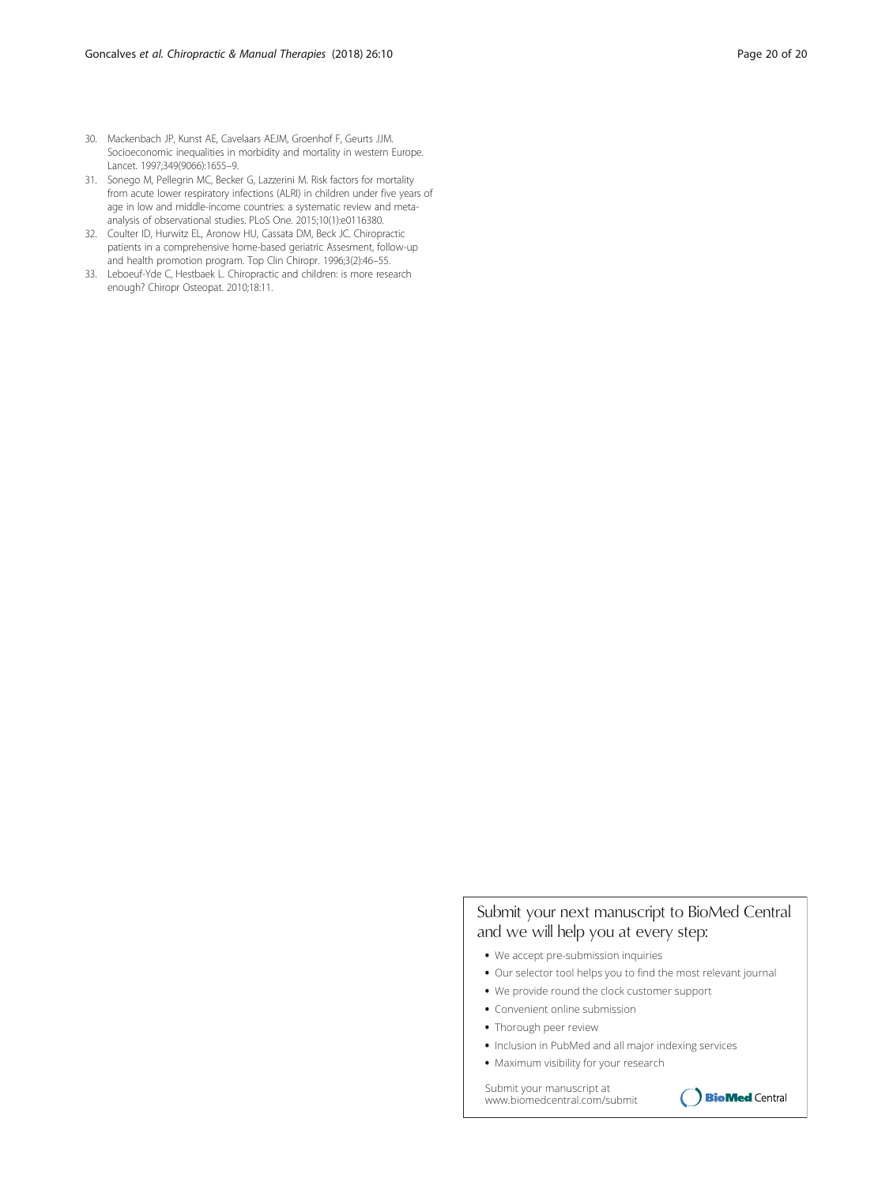30. Mackenbach JP, Kunst AE, Cavelaars AEJM, Groenhof F, Geurts JJM. Socioeconomic inequalities in morbidity and mortality in western Europe. Lancet. 1997;349(9066):1655–9.
31. Sonego M, Pellegrin MC, Becker G, Lazzerini M. Risk factors for mortality from acute lower respiratory infections (ALRI) in children under five years of age in low and middle-income countries: a systematic review and meta-analysis of observational studies. PLoS One. 2015;10(1):e0116380.
32. Coulter ID, Hurwitz EL, Aronow HU, Cassata DM, Beck JC. Chiropractic patients in a comprehensive home-based geriatric Assesment, follow-up and health promotion program. Top Clin Chiropr. 1996;3(2):46–55.
33. Leboeuf-Yde C, Hestbaek L. Chiropractic and children: is more research enough? Chiropr Osteopat. 2010;18:11.

Submit your next manuscript to BioMed Central and we will help you at every step:

- We accept pre-submission inquiries
- Our selector tool helps you to find the most relevant journal
- We provide round the clock customer support
- Convenient online submission
- Thorough peer review
- Inclusion in PubMed and all major indexing services
- Maximum visibility for your research

Submit your manuscript at www.biomedcentral.com/submit

BioMed Central